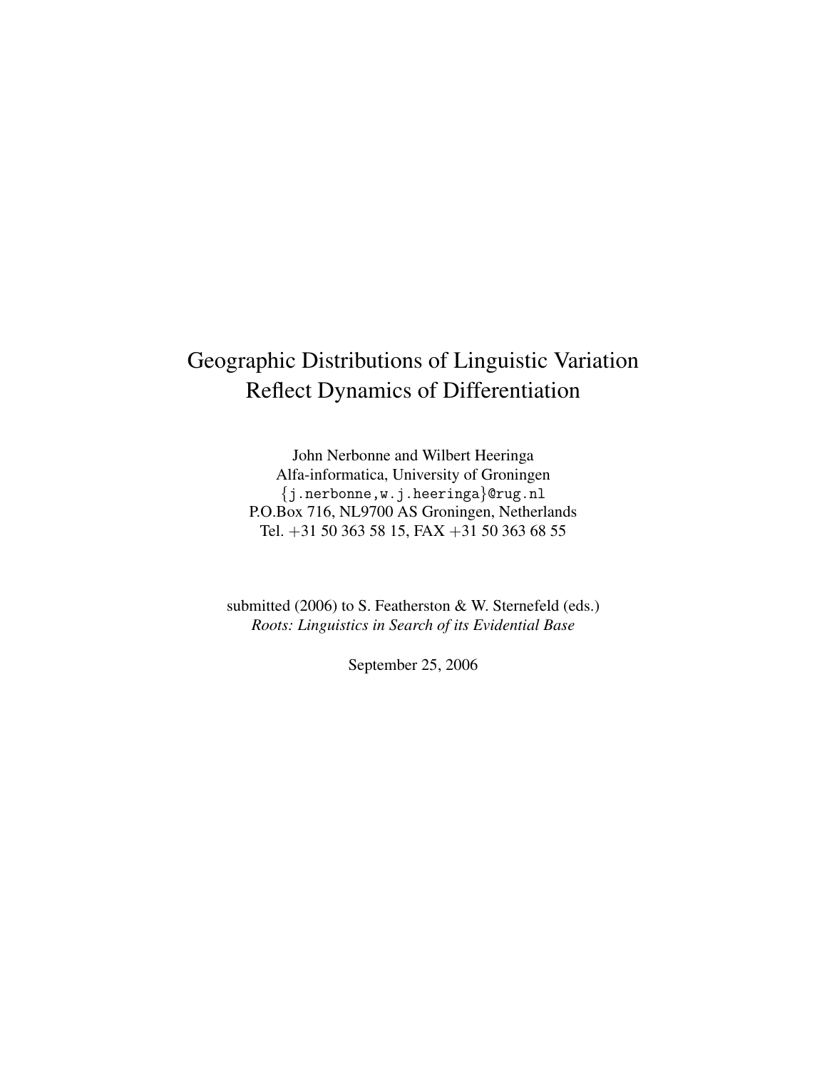# Geographic Distributions of Linguistic Variation Reflect Dynamics of Differentiation

John Nerbonne and Wilbert Heeringa
Alfa-informatica, University of Groningen
{j.nerbonne,w.j.heeringa}@rug.nl
P.O.Box 716, NL9700 AS Groningen, Netherlands
Tel. +31 50 363 58 15, FAX +31 50 363 68 55

submitted (2006) to S. Featherston & W. Sternefeld (eds.)
*Roots: Linguistics in Search of its Evidential Base*

September 25, 2006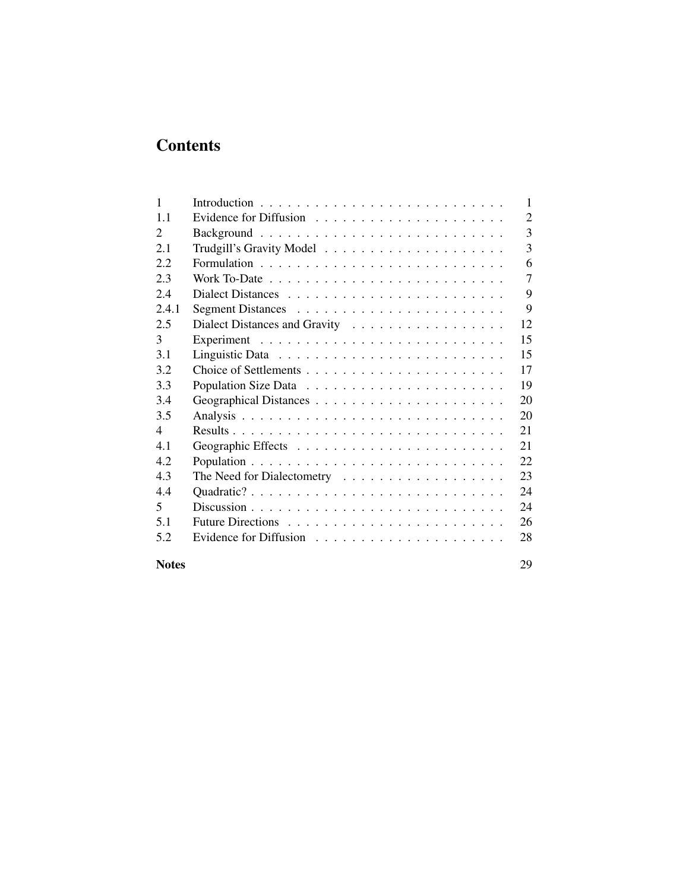# Contents

| | | |
|---|---|---|
| 1 | Introduction | 1 |
| 1.1 | Evidence for Diffusion | 2 |
| 2 | Background | 3 |
| 2.1 | Trudgill's Gravity Model | 3 |
| 2.2 | Formulation | 6 |
| 2.3 | Work To-Date | 7 |
| 2.4 | Dialect Distances | 9 |
| 2.4.1 | Segment Distances | 9 |
| 2.5 | Dialect Distances and Gravity | 12 |
| 3 | Experiment | 15 |
| 3.1 | Linguistic Data | 15 |
| 3.2 | Choice of Settlements | 17 |
| 3.3 | Population Size Data | 19 |
| 3.4 | Geographical Distances | 20 |
| 3.5 | Analysis | 20 |
| 4 | Results | 21 |
| 4.1 | Geographic Effects | 21 |
| 4.2 | Population | 22 |
| 4.3 | The Need for Dialectometry | 23 |
| 4.4 | Quadratic? | 24 |
| 5 | Discussion | 24 |
| 5.1 | Future Directions | 26 |
| 5.2 | Evidence for Diffusion | 28 |

**Notes** 29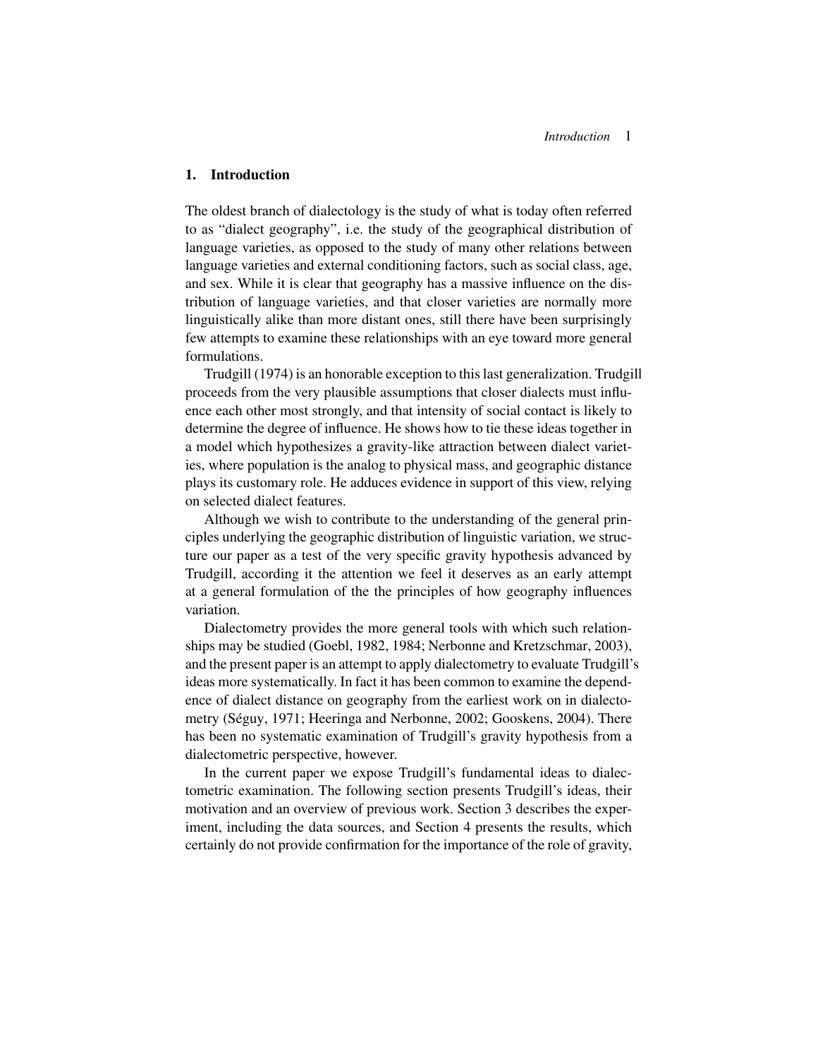## 1. Introduction

The oldest branch of dialectology is the study of what is today often referred to as "dialect geography", i.e. the study of the geographical distribution of language varieties, as opposed to the study of many other relations between language varieties and external conditioning factors, such as social class, age, and sex. While it is clear that geography has a massive influence on the distribution of language varieties, and that closer varieties are normally more linguistically alike than more distant ones, still there have been surprisingly few attempts to examine these relationships with an eye toward more general formulations.

Trudgill (1974) is an honorable exception to this last generalization. Trudgill proceeds from the very plausible assumptions that closer dialects must influence each other most strongly, and that intensity of social contact is likely to determine the degree of influence. He shows how to tie these ideas together in a model which hypothesizes a gravity-like attraction between dialect varieties, where population is the analog to physical mass, and geographic distance plays its customary role. He adduces evidence in support of this view, relying on selected dialect features.

Although we wish to contribute to the understanding of the general principles underlying the geographic distribution of linguistic variation, we structure our paper as a test of the very specific gravity hypothesis advanced by Trudgill, according it the attention we feel it deserves as an early attempt at a general formulation of the the principles of how geography influences variation.

Dialectometry provides the more general tools with which such relationships may be studied (Goebl, 1982, 1984; Nerbonne and Kretzschmar, 2003), and the present paper is an attempt to apply dialectometry to evaluate Trudgill's ideas more systematically. In fact it has been common to examine the dependence of dialect distance on geography from the earliest work on in dialectometry (Séguy, 1971; Heeringa and Nerbonne, 2002; Gooskens, 2004). There has been no systematic examination of Trudgill's gravity hypothesis from a dialectometric perspective, however.

In the current paper we expose Trudgill's fundamental ideas to dialectometric examination. The following section presents Trudgill's ideas, their motivation and an overview of previous work. Section 3 describes the experiment, including the data sources, and Section 4 presents the results, which certainly do not provide confirmation for the importance of the role of gravity,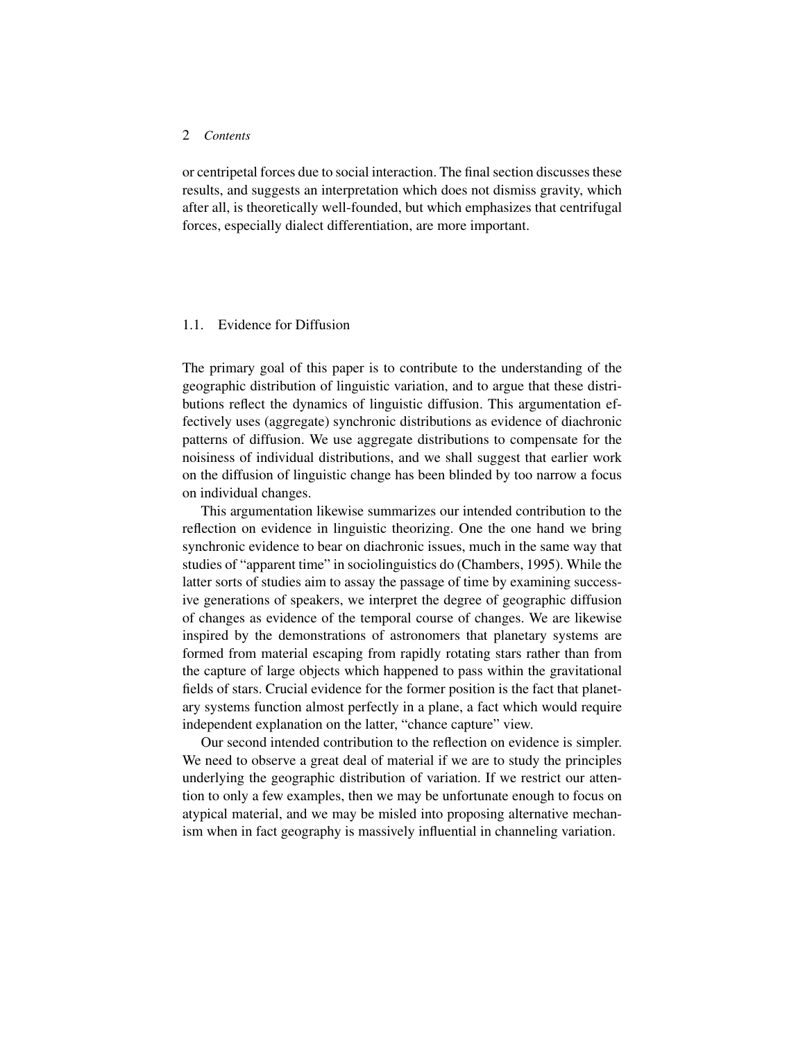or centripetal forces due to social interaction. The final section discusses these results, and suggests an interpretation which does not dismiss gravity, which after all, is theoretically well-founded, but which emphasizes that centrifugal forces, especially dialect differentiation, are more important.

## 1.1. Evidence for Diffusion

The primary goal of this paper is to contribute to the understanding of the geographic distribution of linguistic variation, and to argue that these distributions reflect the dynamics of linguistic diffusion. This argumentation effectively uses (aggregate) synchronic distributions as evidence of diachronic patterns of diffusion. We use aggregate distributions to compensate for the noisiness of individual distributions, and we shall suggest that earlier work on the diffusion of linguistic change has been blinded by too narrow a focus on individual changes.

This argumentation likewise summarizes our intended contribution to the reflection on evidence in linguistic theorizing. One the one hand we bring synchronic evidence to bear on diachronic issues, much in the same way that studies of "apparent time" in sociolinguistics do (Chambers, 1995). While the latter sorts of studies aim to assay the passage of time by examining successive generations of speakers, we interpret the degree of geographic diffusion of changes as evidence of the temporal course of changes. We are likewise inspired by the demonstrations of astronomers that planetary systems are formed from material escaping from rapidly rotating stars rather than from the capture of large objects which happened to pass within the gravitational fields of stars. Crucial evidence for the former position is the fact that planetary systems function almost perfectly in a plane, a fact which would require independent explanation on the latter, "chance capture" view.

Our second intended contribution to the reflection on evidence is simpler. We need to observe a great deal of material if we are to study the principles underlying the geographic distribution of variation. If we restrict our attention to only a few examples, then we may be unfortunate enough to focus on atypical material, and we may be misled into proposing alternative mechanism when in fact geography is massively influential in channeling variation.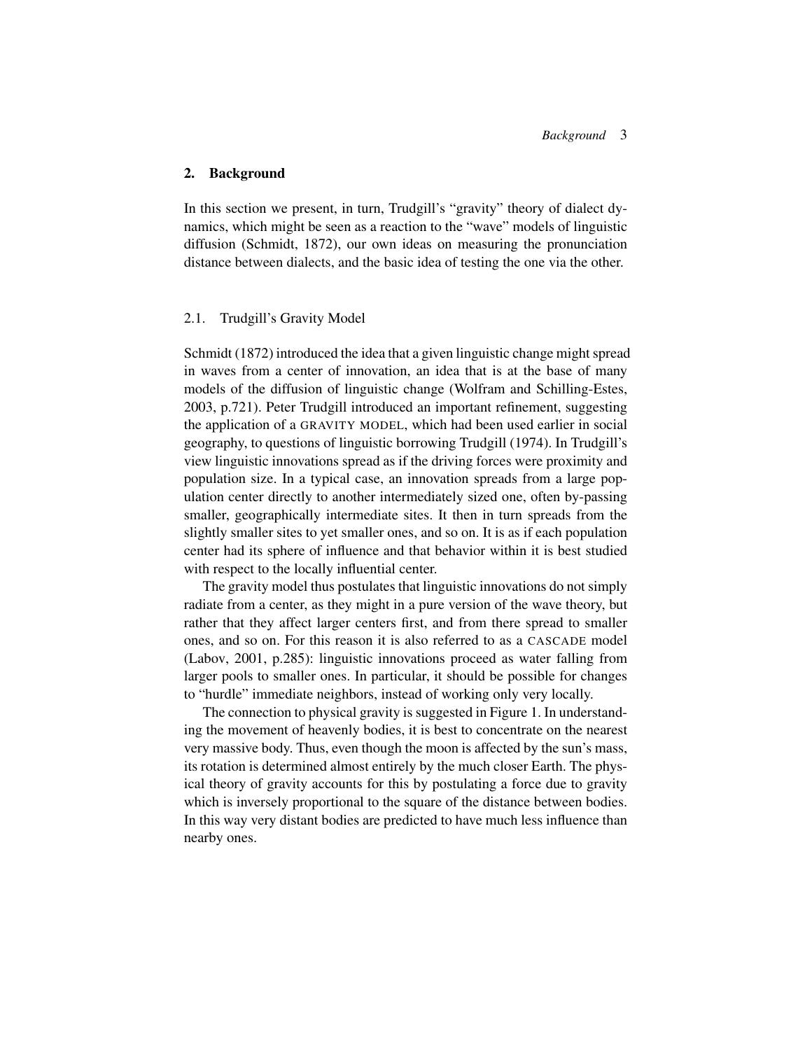## 2. Background

In this section we present, in turn, Trudgill's "gravity" theory of dialect dynamics, which might be seen as a reaction to the "wave" models of linguistic diffusion (Schmidt, 1872), our own ideas on measuring the pronunciation distance between dialects, and the basic idea of testing the one via the other.

### 2.1. Trudgill's Gravity Model

Schmidt (1872) introduced the idea that a given linguistic change might spread in waves from a center of innovation, an idea that is at the base of many models of the diffusion of linguistic change (Wolfram and Schilling-Estes, 2003, p.721). Peter Trudgill introduced an important refinement, suggesting the application of a GRAVITY MODEL, which had been used earlier in social geography, to questions of linguistic borrowing Trudgill (1974). In Trudgill's view linguistic innovations spread as if the driving forces were proximity and population size. In a typical case, an innovation spreads from a large population center directly to another intermediately sized one, often by-passing smaller, geographically intermediate sites. It then in turn spreads from the slightly smaller sites to yet smaller ones, and so on. It is as if each population center had its sphere of influence and that behavior within it is best studied with respect to the locally influential center.

The gravity model thus postulates that linguistic innovations do not simply radiate from a center, as they might in a pure version of the wave theory, but rather that they affect larger centers first, and from there spread to smaller ones, and so on. For this reason it is also referred to as a CASCADE model (Labov, 2001, p.285): linguistic innovations proceed as water falling from larger pools to smaller ones. In particular, it should be possible for changes to "hurdle" immediate neighbors, instead of working only very locally.

The connection to physical gravity is suggested in Figure 1. In understanding the movement of heavenly bodies, it is best to concentrate on the nearest very massive body. Thus, even though the moon is affected by the sun's mass, its rotation is determined almost entirely by the much closer Earth. The physical theory of gravity accounts for this by postulating a force due to gravity which is inversely proportional to the square of the distance between bodies. In this way very distant bodies are predicted to have much less influence than nearby ones.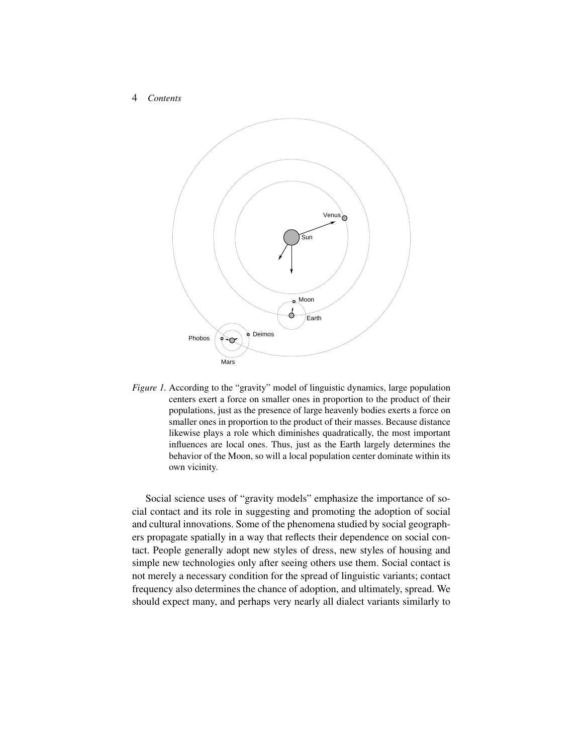*Figure 1.* According to the "gravity" model of linguistic dynamics, large population centers exert a force on smaller ones in proportion to the product of their populations, just as the presence of large heavenly bodies exerts a force on smaller ones in proportion to the product of their masses. Because distance likewise plays a role which diminishes quadratically, the most important influences are local ones. Thus, just as the Earth largely determines the behavior of the Moon, so will a local population center dominate within its own vicinity.

Social science uses of "gravity models" emphasize the importance of social contact and its role in suggesting and promoting the adoption of social and cultural innovations. Some of the phenomena studied by social geographers propagate spatially in a way that reflects their dependence on social contact. People generally adopt new styles of dress, new styles of housing and simple new technologies only after seeing others use them. Social contact is not merely a necessary condition for the spread of linguistic variants; contact frequency also determines the chance of adoption, and ultimately, spread. We should expect many, and perhaps very nearly all dialect variants similarly to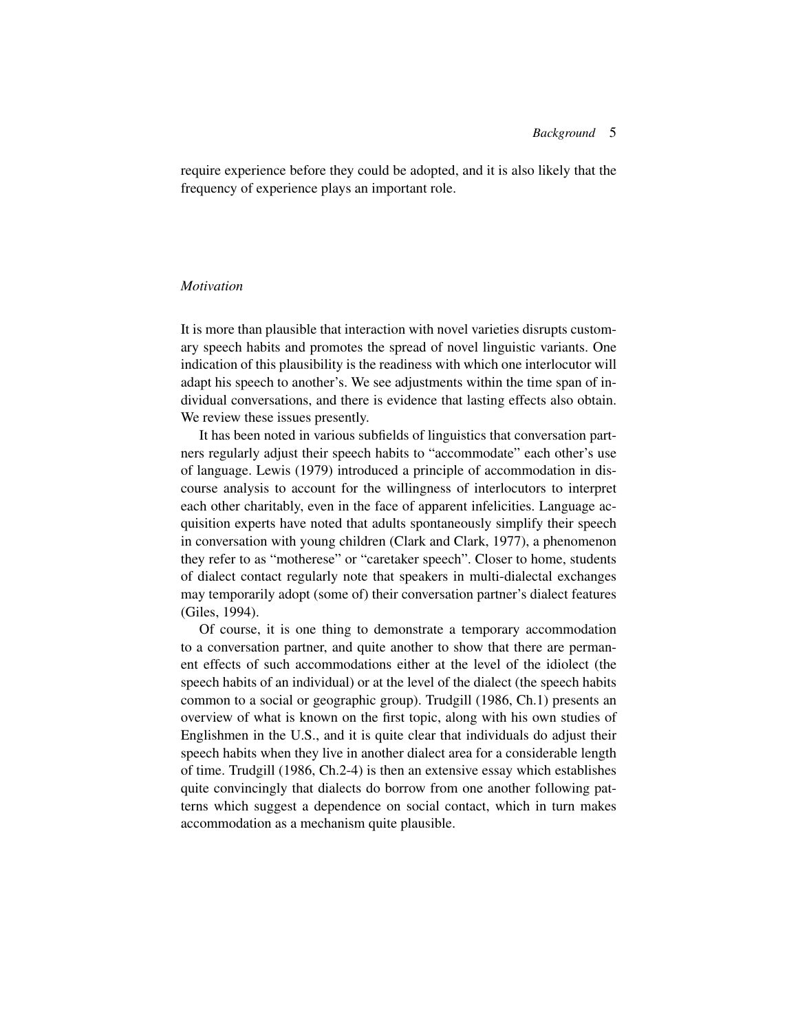require experience before they could be adopted, and it is also likely that the frequency of experience plays an important role.

### *Motivation*

It is more than plausible that interaction with novel varieties disrupts customary speech habits and promotes the spread of novel linguistic variants. One indication of this plausibility is the readiness with which one interlocutor will adapt his speech to another's. We see adjustments within the time span of individual conversations, and there is evidence that lasting effects also obtain. We review these issues presently.

It has been noted in various subfields of linguistics that conversation partners regularly adjust their speech habits to "accommodate" each other's use of language. Lewis (1979) introduced a principle of accommodation in discourse analysis to account for the willingness of interlocutors to interpret each other charitably, even in the face of apparent infelicities. Language acquisition experts have noted that adults spontaneously simplify their speech in conversation with young children (Clark and Clark, 1977), a phenomenon they refer to as "motherese" or "caretaker speech". Closer to home, students of dialect contact regularly note that speakers in multi-dialectal exchanges may temporarily adopt (some of) their conversation partner's dialect features (Giles, 1994).

Of course, it is one thing to demonstrate a temporary accommodation to a conversation partner, and quite another to show that there are permanent effects of such accommodations either at the level of the idiolect (the speech habits of an individual) or at the level of the dialect (the speech habits common to a social or geographic group). Trudgill (1986, Ch.1) presents an overview of what is known on the first topic, along with his own studies of Englishmen in the U.S., and it is quite clear that individuals do adjust their speech habits when they live in another dialect area for a considerable length of time. Trudgill (1986, Ch.2-4) is then an extensive essay which establishes quite convincingly that dialects do borrow from one another following patterns which suggest a dependence on social contact, which in turn makes accommodation as a mechanism quite plausible.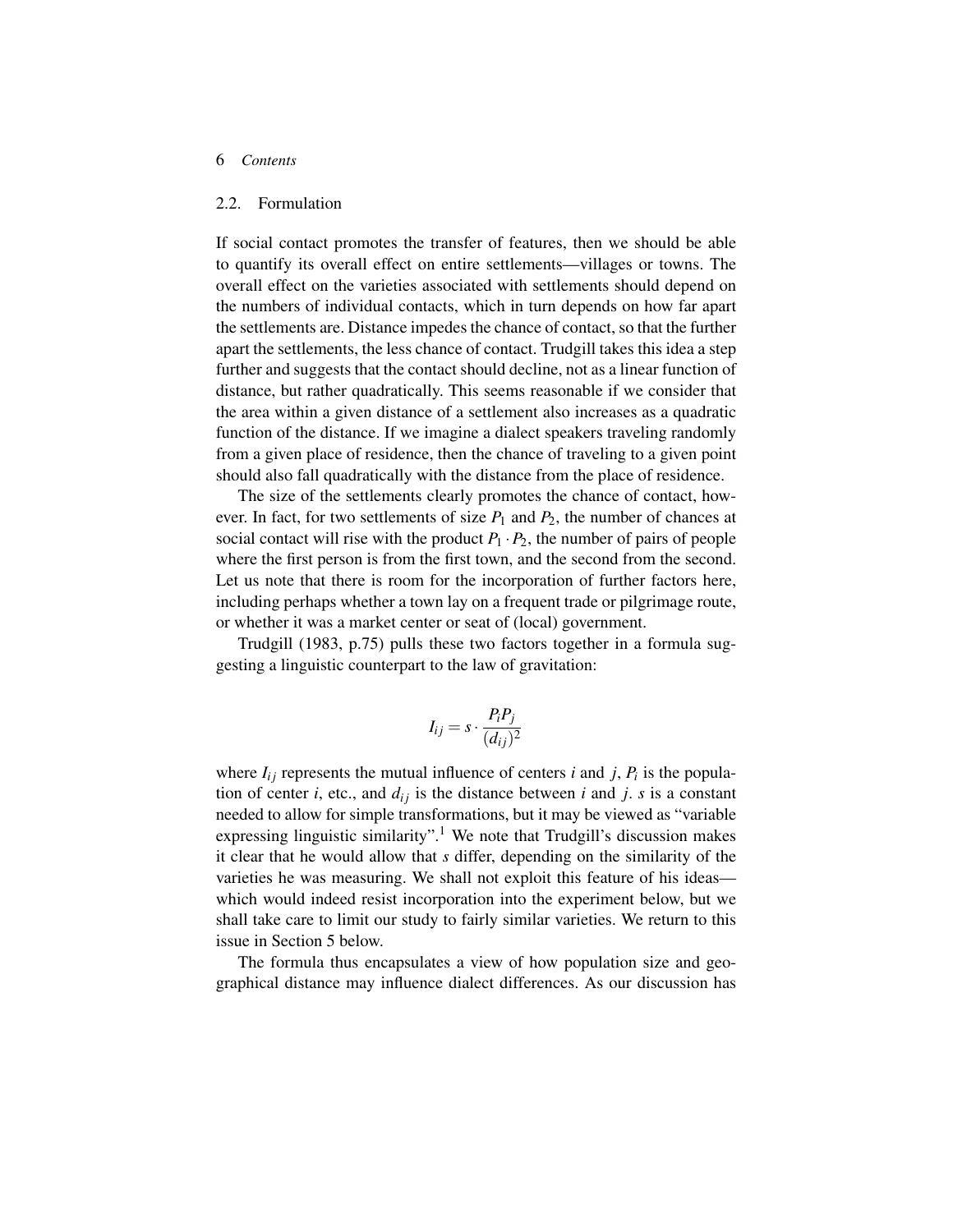## 2.2. Formulation

If social contact promotes the transfer of features, then we should be able to quantify its overall effect on entire settlements—villages or towns. The overall effect on the varieties associated with settlements should depend on the numbers of individual contacts, which in turn depends on how far apart the settlements are. Distance impedes the chance of contact, so that the further apart the settlements, the less chance of contact. Trudgill takes this idea a step further and suggests that the contact should decline, not as a linear function of distance, but rather quadratically. This seems reasonable if we consider that the area within a given distance of a settlement also increases as a quadratic function of the distance. If we imagine a dialect speakers traveling randomly from a given place of residence, then the chance of traveling to a given point should also fall quadratically with the distance from the place of residence.

The size of the settlements clearly promotes the chance of contact, however. In fact, for two settlements of size $P_1$ and $P_2$, the number of chances at social contact will rise with the product $P_1 \cdot P_2$, the number of pairs of people where the first person is from the first town, and the second from the second. Let us note that there is room for the incorporation of further factors here, including perhaps whether a town lay on a frequent trade or pilgrimage route, or whether it was a market center or seat of (local) government.

Trudgill (1983, p.75) pulls these two factors together in a formula suggesting a linguistic counterpart to the law of gravitation:

$$I_{ij} = s \cdot \frac{P_i P_j}{(d_{ij})^2}$$

where $I_{ij}$ represents the mutual influence of centers $i$ and $j$, $P_i$ is the population of center $i$, etc., and $d_{ij}$ is the distance between $i$ and $j$. $s$ is a constant needed to allow for simple transformations, but it may be viewed as "variable expressing linguistic similarity".[1] We note that Trudgill's discussion makes it clear that he would allow that $s$ differ, depending on the similarity of the varieties he was measuring. We shall not exploit this feature of his ideas—which would indeed resist incorporation into the experiment below, but we shall take care to limit our study to fairly similar varieties. We return to this issue in Section 5 below.

The formula thus encapsulates a view of how population size and geographical distance may influence dialect differences. As our discussion has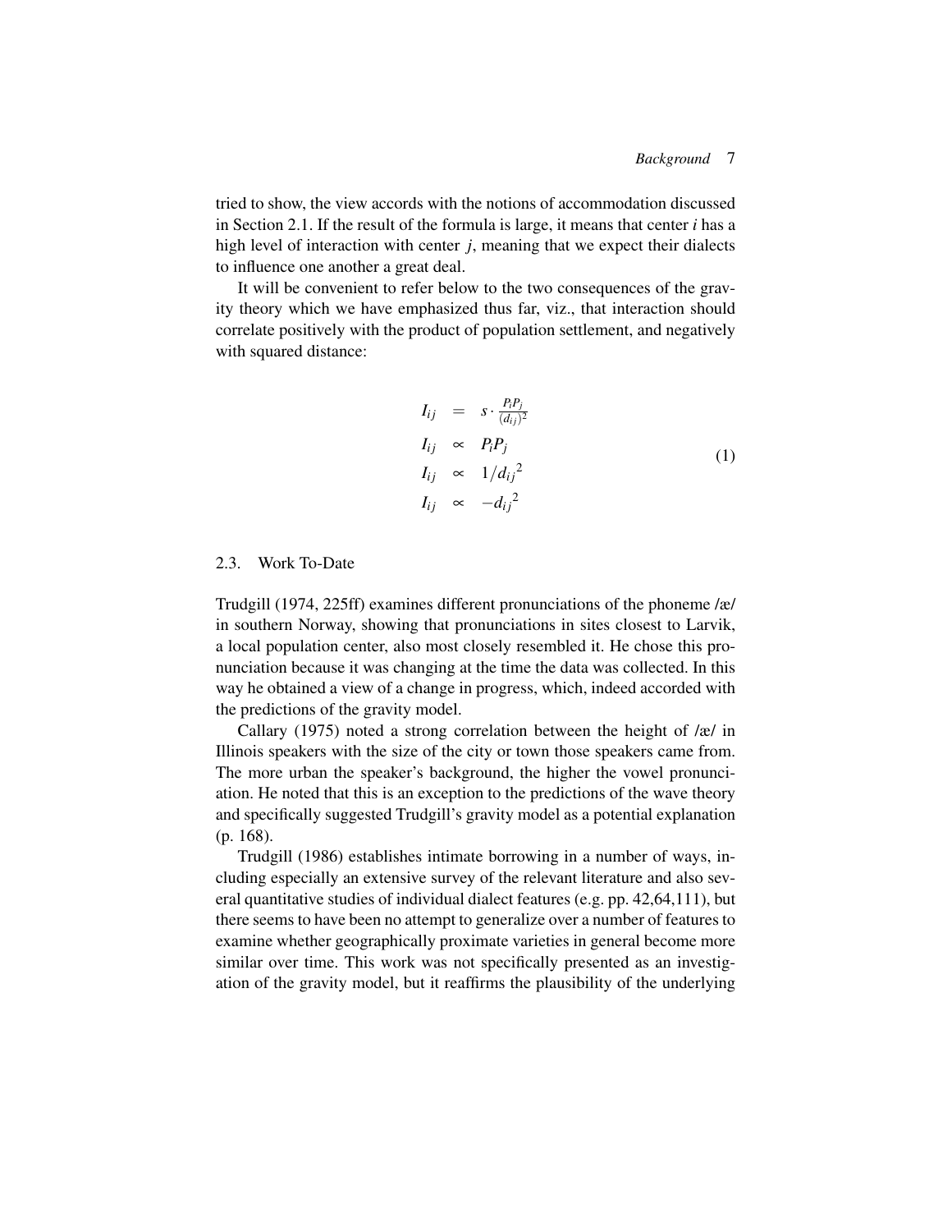tried to show, the view accords with the notions of accommodation discussed in Section 2.1. If the result of the formula is large, it means that center *i* has a high level of interaction with center *j*, meaning that we expect their dialects to influence one another a great deal.

It will be convenient to refer below to the two consequences of the gravity theory which we have emphasized thus far, viz., that interaction should correlate positively with the product of population settlement, and negatively with squared distance:

$$
\begin{aligned}
I_{ij} &= s \cdot \frac{P_i P_j}{(d_{ij})^2} \\
I_{ij} &\propto P_i P_j \\
I_{ij} &\propto 1/{d_{ij}}^2 \\
I_{ij} &\propto -{d_{ij}}^2
\end{aligned}
\tag{1}
$$

### 2.3. Work To-Date

Trudgill (1974, 225ff) examines different pronunciations of the phoneme /æ/ in southern Norway, showing that pronunciations in sites closest to Larvik, a local population center, also most closely resembled it. He chose this pronunciation because it was changing at the time the data was collected. In this way he obtained a view of a change in progress, which, indeed accorded with the predictions of the gravity model.

Callary (1975) noted a strong correlation between the height of /æ/ in Illinois speakers with the size of the city or town those speakers came from. The more urban the speaker's background, the higher the vowel pronunciation. He noted that this is an exception to the predictions of the wave theory and specifically suggested Trudgill's gravity model as a potential explanation (p. 168).

Trudgill (1986) establishes intimate borrowing in a number of ways, including especially an extensive survey of the relevant literature and also several quantitative studies of individual dialect features (e.g. pp. 42,64,111), but there seems to have been no attempt to generalize over a number of features to examine whether geographically proximate varieties in general become more similar over time. This work was not specifically presented as an investigation of the gravity model, but it reaffirms the plausibility of the underlying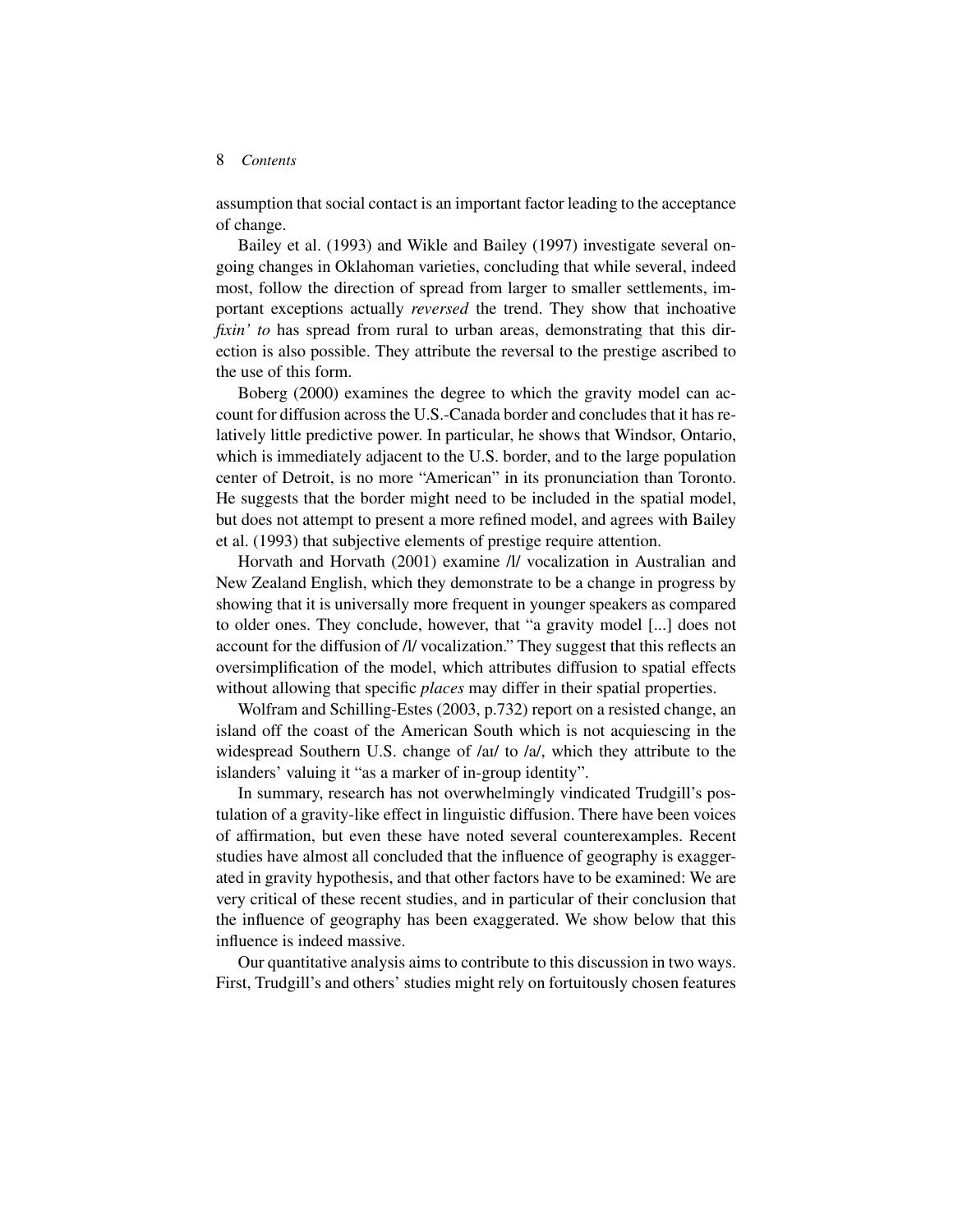assumption that social contact is an important factor leading to the acceptance of change.

Bailey et al. (1993) and Wikle and Bailey (1997) investigate several ongoing changes in Oklahoman varieties, concluding that while several, indeed most, follow the direction of spread from larger to smaller settlements, important exceptions actually *reversed* the trend. They show that inchoative *fixin' to* has spread from rural to urban areas, demonstrating that this direction is also possible. They attribute the reversal to the prestige ascribed to the use of this form.

Boberg (2000) examines the degree to which the gravity model can account for diffusion across the U.S.-Canada border and concludes that it has relatively little predictive power. In particular, he shows that Windsor, Ontario, which is immediately adjacent to the U.S. border, and to the large population center of Detroit, is no more "American" in its pronunciation than Toronto. He suggests that the border might need to be included in the spatial model, but does not attempt to present a more refined model, and agrees with Bailey et al. (1993) that subjective elements of prestige require attention.

Horvath and Horvath (2001) examine /l/ vocalization in Australian and New Zealand English, which they demonstrate to be a change in progress by showing that it is universally more frequent in younger speakers as compared to older ones. They conclude, however, that "a gravity model [...] does not account for the diffusion of /l/ vocalization." They suggest that this reflects an oversimplification of the model, which attributes diffusion to spatial effects without allowing that specific *places* may differ in their spatial properties.

Wolfram and Schilling-Estes (2003, p.732) report on a resisted change, an island off the coast of the American South which is not acquiescing in the widespread Southern U.S. change of /aɪ/ to /a/, which they attribute to the islanders' valuing it "as a marker of in-group identity".

In summary, research has not overwhelmingly vindicated Trudgill's postulation of a gravity-like effect in linguistic diffusion. There have been voices of affirmation, but even these have noted several counterexamples. Recent studies have almost all concluded that the influence of geography is exaggerated in gravity hypothesis, and that other factors have to be examined: We are very critical of these recent studies, and in particular of their conclusion that the influence of geography has been exaggerated. We show below that this influence is indeed massive.

Our quantitative analysis aims to contribute to this discussion in two ways. First, Trudgill's and others' studies might rely on fortuitously chosen features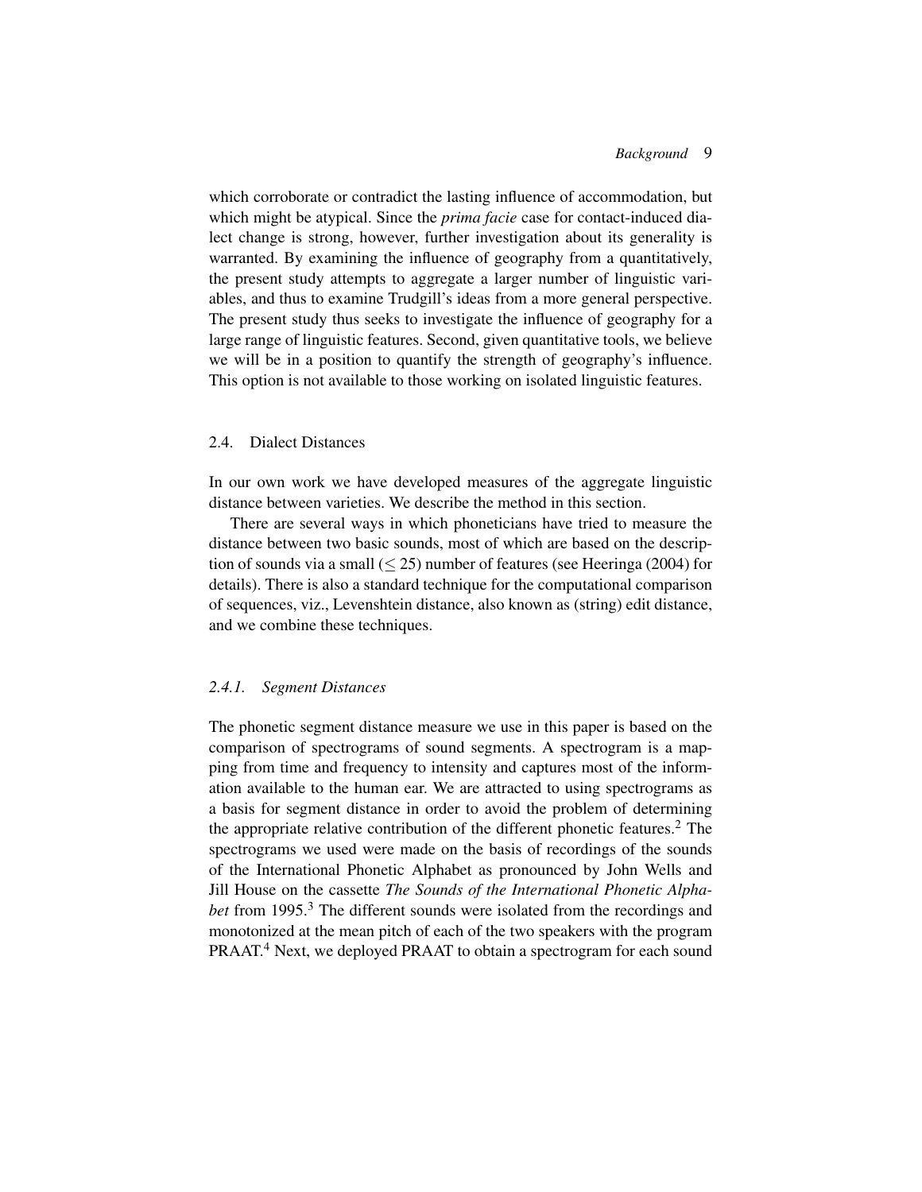which corroborate or contradict the lasting influence of accommodation, but which might be atypical. Since the *prima facie* case for contact-induced dialect change is strong, however, further investigation about its generality is warranted. By examining the influence of geography from a quantitatively, the present study attempts to aggregate a larger number of linguistic variables, and thus to examine Trudgill's ideas from a more general perspective. The present study thus seeks to investigate the influence of geography for a large range of linguistic features. Second, given quantitative tools, we believe we will be in a position to quantify the strength of geography's influence. This option is not available to those working on isolated linguistic features.

## 2.4. Dialect Distances

In our own work we have developed measures of the aggregate linguistic distance between varieties. We describe the method in this section.

There are several ways in which phoneticians have tried to measure the distance between two basic sounds, most of which are based on the description of sounds via a small ($\leq 25$) number of features (see Heeringa (2004) for details). There is also a standard technique for the computational comparison of sequences, viz., Levenshtein distance, also known as (string) edit distance, and we combine these techniques.

### *2.4.1. Segment Distances*

The phonetic segment distance measure we use in this paper is based on the comparison of spectrograms of sound segments. A spectrogram is a mapping from time and frequency to intensity and captures most of the information available to the human ear. We are attracted to using spectrograms as a basis for segment distance in order to avoid the problem of determining the appropriate relative contribution of the different phonetic features.[2] The spectrograms we used were made on the basis of recordings of the sounds of the International Phonetic Alphabet as pronounced by John Wells and Jill House on the cassette *The Sounds of the International Phonetic Alphabet* from 1995.[3] The different sounds were isolated from the recordings and monotonized at the mean pitch of each of the two speakers with the program PRAAT.[4] Next, we deployed PRAAT to obtain a spectrogram for each sound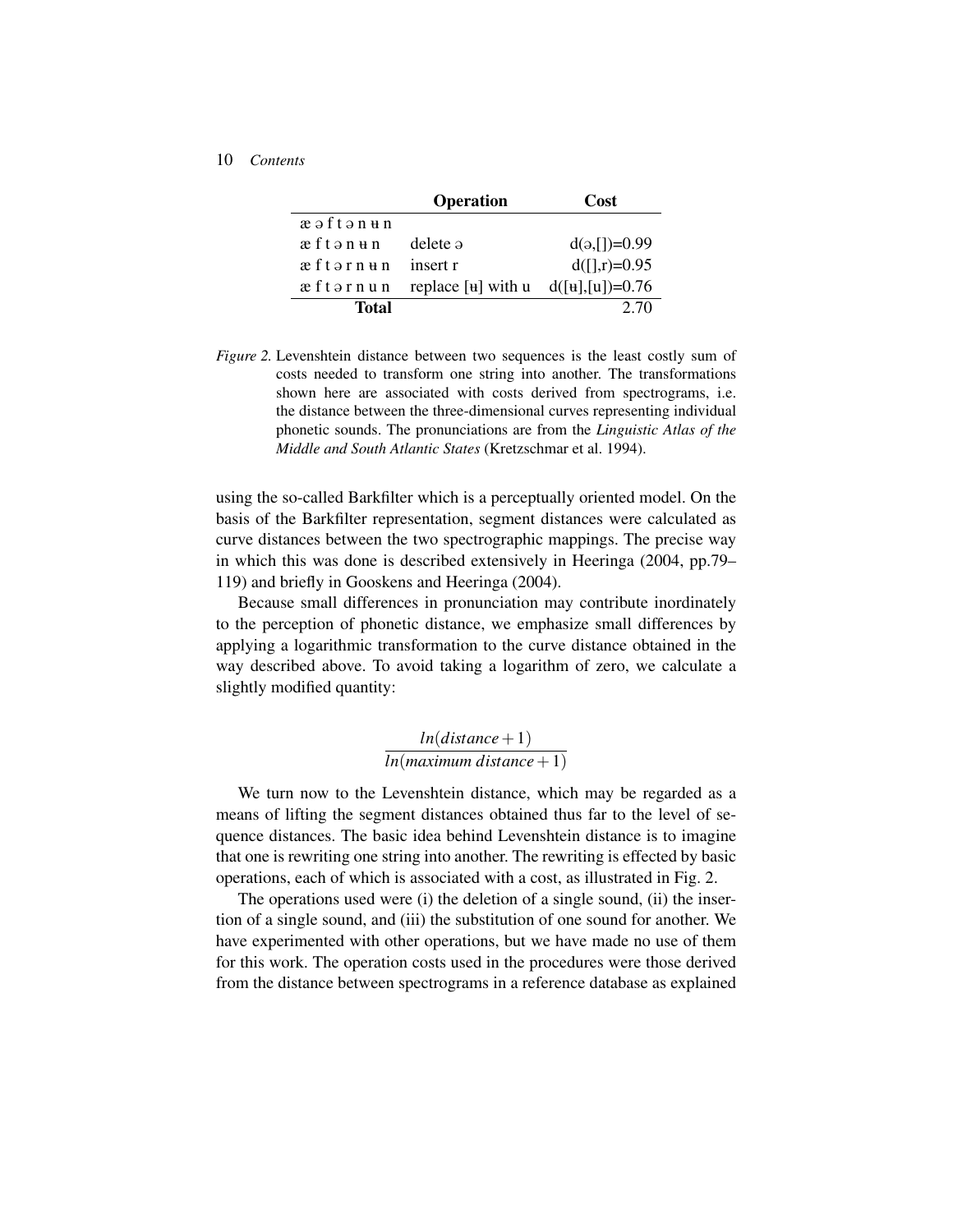| | **Operation** | **Cost** |
|---|---|---|
| æ ə f t ə n ʉ n | | |
| æ f t ə n ʉ n | delete ə | d(ə,[])=0.99 |
| æ f t ə r n ʉ n | insert r | d([],r)=0.95 |
| æ f t ə r n u n | replace [ʉ] with u | d([ʉ],[u])=0.76 |
| **Total** | | 2.70 |

*Figure 2.* Levenshtein distance between two sequences is the least costly sum of costs needed to transform one string into another. The transformations shown here are associated with costs derived from spectrograms, i.e. the distance between the three-dimensional curves representing individual phonetic sounds. The pronunciations are from the *Linguistic Atlas of the Middle and South Atlantic States* (Kretzschmar et al. 1994).

using the so-called Barkfilter which is a perceptually oriented model. On the basis of the Barkfilter representation, segment distances were calculated as curve distances between the two spectrographic mappings. The precise way in which this was done is described extensively in Heeringa (2004, pp.79–119) and briefly in Gooskens and Heeringa (2004).

Because small differences in pronunciation may contribute inordinately to the perception of phonetic distance, we emphasize small differences by applying a logarithmic transformation to the curve distance obtained in the way described above. To avoid taking a logarithm of zero, we calculate a slightly modified quantity:

$$\frac{ln(distance + 1)}{ln(maximum\ distance + 1)}$$

We turn now to the Levenshtein distance, which may be regarded as a means of lifting the segment distances obtained thus far to the level of sequence distances. The basic idea behind Levenshtein distance is to imagine that one is rewriting one string into another. The rewriting is effected by basic operations, each of which is associated with a cost, as illustrated in Fig. 2.

The operations used were (i) the deletion of a single sound, (ii) the insertion of a single sound, and (iii) the substitution of one sound for another. We have experimented with other operations, but we have made no use of them for this work. The operation costs used in the procedures were those derived from the distance between spectrograms in a reference database as explained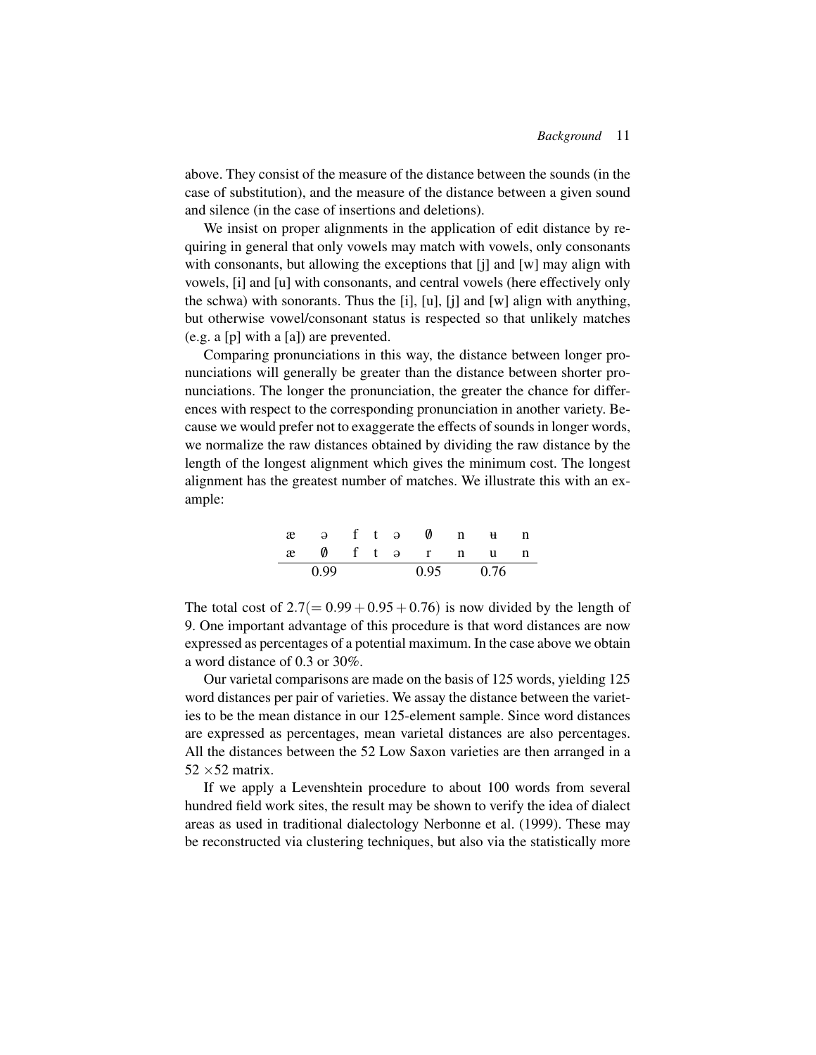above. They consist of the measure of the distance between the sounds (in the case of substitution), and the measure of the distance between a given sound and silence (in the case of insertions and deletions).

We insist on proper alignments in the application of edit distance by requiring in general that only vowels may match with vowels, only consonants with consonants, but allowing the exceptions that [j] and [w] may align with vowels, [i] and [u] with consonants, and central vowels (here effectively only the schwa) with sonorants. Thus the [i], [u], [j] and [w] align with anything, but otherwise vowel/consonant status is respected so that unlikely matches (e.g. a [p] with a [a]) are prevented.

Comparing pronunciations in this way, the distance between longer pronunciations will generally be greater than the distance between shorter pronunciations. The longer the pronunciation, the greater the chance for differences with respect to the corresponding pronunciation in another variety. Because we would prefer not to exaggerate the effects of sounds in longer words, we normalize the raw distances obtained by dividing the raw distance by the length of the longest alignment which gives the minimum cost. The longest alignment has the greatest number of matches. We illustrate this with an example:

| æ | ə | f | t | ə | ∅ | n | ʉ | n |
|---|---|---|---|---|---|---|---|---|
| æ | ∅ | f | t | ə | r | n | u | n |
| | 0.99 | | | | 0.95 | | 0.76 | |

The total cost of $2.7 (= 0.99 + 0.95 + 0.76)$ is now divided by the length of 9. One important advantage of this procedure is that word distances are now expressed as percentages of a potential maximum. In the case above we obtain a word distance of 0.3 or 30%.

Our varietal comparisons are made on the basis of 125 words, yielding 125 word distances per pair of varieties. We assay the distance between the varieties to be the mean distance in our 125-element sample. Since word distances are expressed as percentages, mean varietal distances are also percentages. All the distances between the 52 Low Saxon varieties are then arranged in a $52 \times 52$ matrix.

If we apply a Levenshtein procedure to about 100 words from several hundred field work sites, the result may be shown to verify the idea of dialect areas as used in traditional dialectology Nerbonne et al. (1999). These may be reconstructed via clustering techniques, but also via the statistically more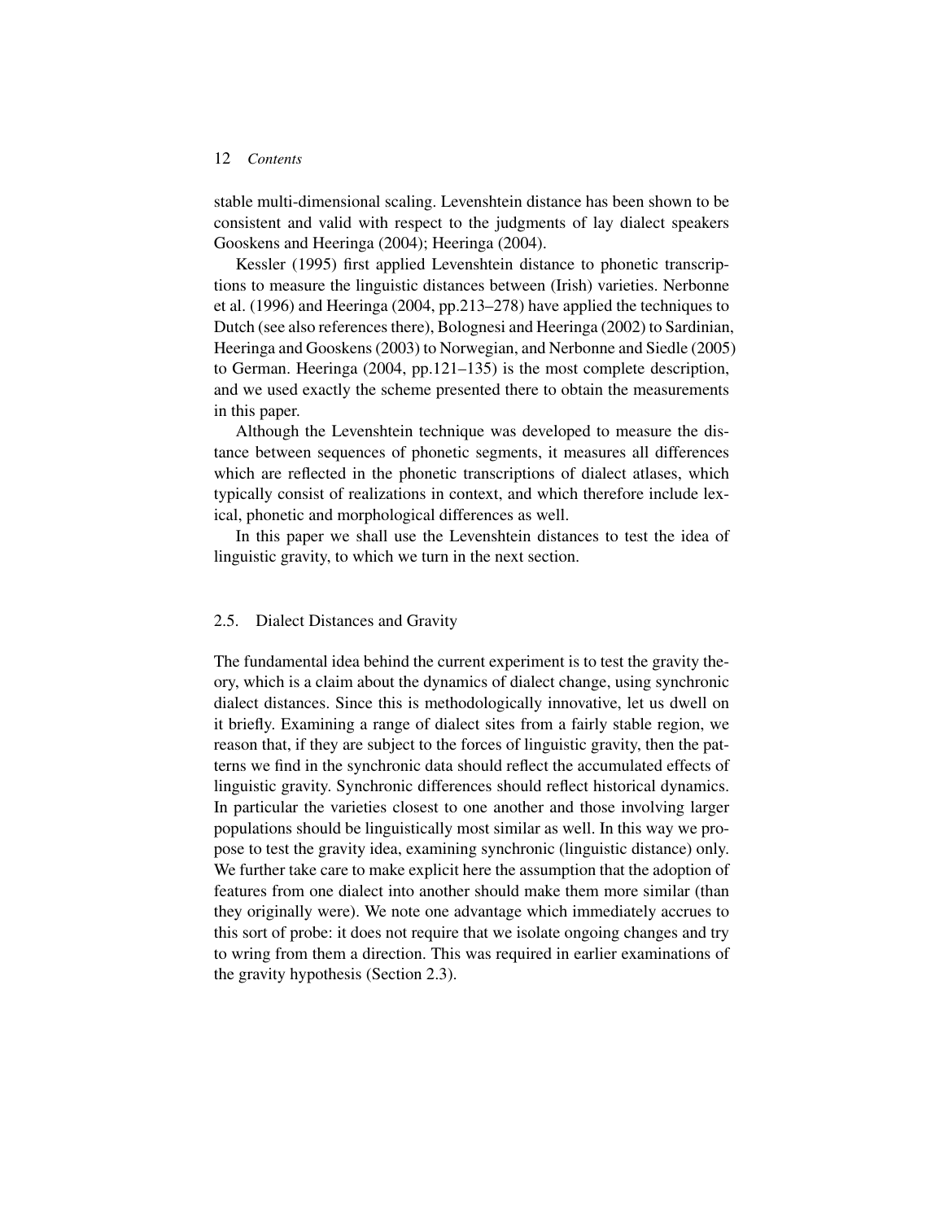stable multi-dimensional scaling. Levenshtein distance has been shown to be consistent and valid with respect to the judgments of lay dialect speakers Gooskens and Heeringa (2004); Heeringa (2004).

Kessler (1995) first applied Levenshtein distance to phonetic transcriptions to measure the linguistic distances between (Irish) varieties. Nerbonne et al. (1996) and Heeringa (2004, pp.213–278) have applied the techniques to Dutch (see also references there), Bolognesi and Heeringa (2002) to Sardinian, Heeringa and Gooskens (2003) to Norwegian, and Nerbonne and Siedle (2005) to German. Heeringa (2004, pp.121–135) is the most complete description, and we used exactly the scheme presented there to obtain the measurements in this paper.

Although the Levenshtein technique was developed to measure the distance between sequences of phonetic segments, it measures all differences which are reflected in the phonetic transcriptions of dialect atlases, which typically consist of realizations in context, and which therefore include lexical, phonetic and morphological differences as well.

In this paper we shall use the Levenshtein distances to test the idea of linguistic gravity, to which we turn in the next section.

### 2.5. Dialect Distances and Gravity

The fundamental idea behind the current experiment is to test the gravity theory, which is a claim about the dynamics of dialect change, using synchronic dialect distances. Since this is methodologically innovative, let us dwell on it briefly. Examining a range of dialect sites from a fairly stable region, we reason that, if they are subject to the forces of linguistic gravity, then the patterns we find in the synchronic data should reflect the accumulated effects of linguistic gravity. Synchronic differences should reflect historical dynamics. In particular the varieties closest to one another and those involving larger populations should be linguistically most similar as well. In this way we propose to test the gravity idea, examining synchronic (linguistic distance) only. We further take care to make explicit here the assumption that the adoption of features from one dialect into another should make them more similar (than they originally were). We note one advantage which immediately accrues to this sort of probe: it does not require that we isolate ongoing changes and try to wring from them a direction. This was required in earlier examinations of the gravity hypothesis (Section 2.3).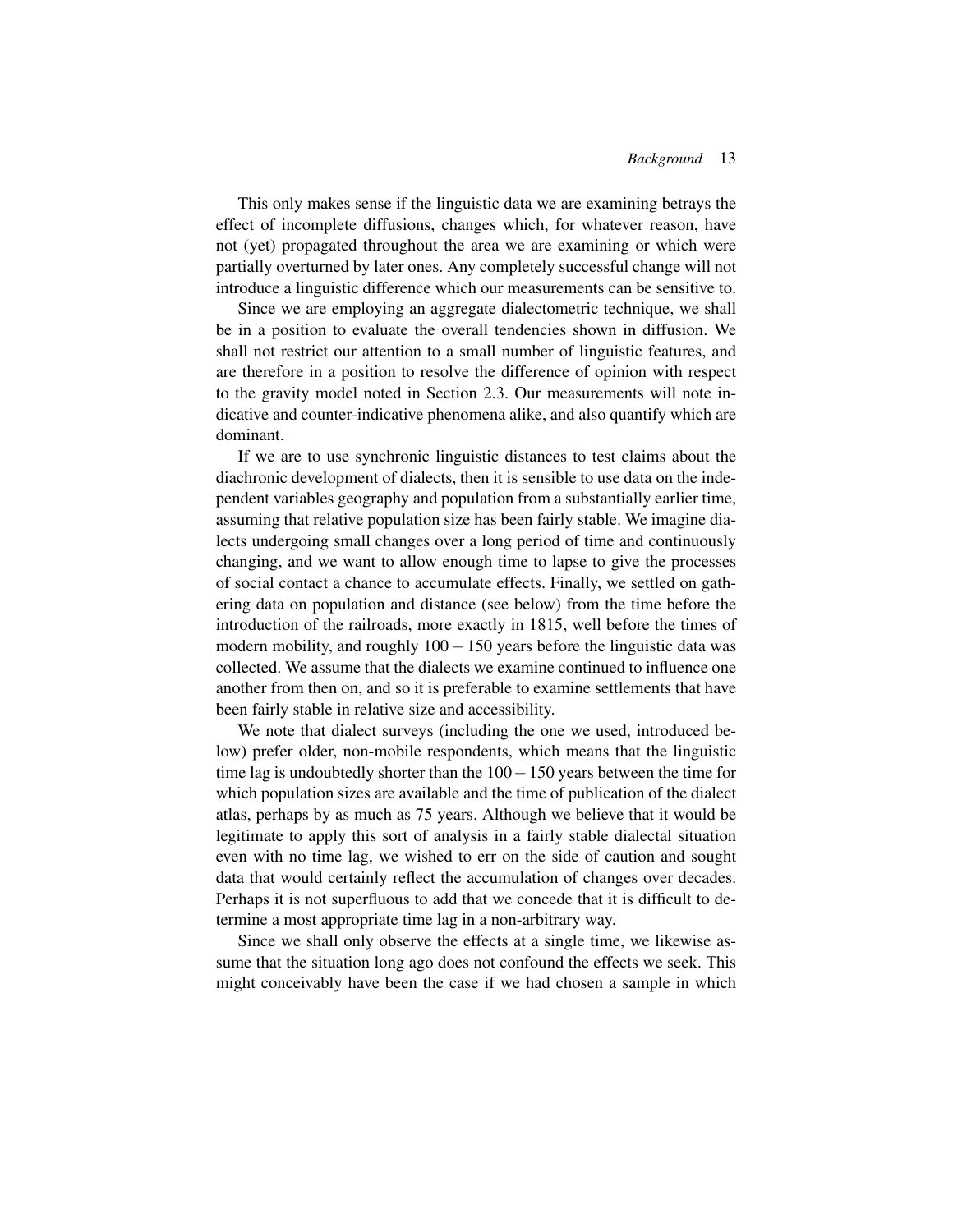This only makes sense if the linguistic data we are examining betrays the effect of incomplete diffusions, changes which, for whatever reason, have not (yet) propagated throughout the area we are examining or which were partially overturned by later ones. Any completely successful change will not introduce a linguistic difference which our measurements can be sensitive to.

Since we are employing an aggregate dialectometric technique, we shall be in a position to evaluate the overall tendencies shown in diffusion. We shall not restrict our attention to a small number of linguistic features, and are therefore in a position to resolve the difference of opinion with respect to the gravity model noted in Section 2.3. Our measurements will note indicative and counter-indicative phenomena alike, and also quantify which are dominant.

If we are to use synchronic linguistic distances to test claims about the diachronic development of dialects, then it is sensible to use data on the independent variables geography and population from a substantially earlier time, assuming that relative population size has been fairly stable. We imagine dialects undergoing small changes over a long period of time and continuously changing, and we want to allow enough time to lapse to give the processes of social contact a chance to accumulate effects. Finally, we settled on gathering data on population and distance (see below) from the time before the introduction of the railroads, more exactly in 1815, well before the times of modern mobility, and roughly $100 - 150$ years before the linguistic data was collected. We assume that the dialects we examine continued to influence one another from then on, and so it is preferable to examine settlements that have been fairly stable in relative size and accessibility.

We note that dialect surveys (including the one we used, introduced below) prefer older, non-mobile respondents, which means that the linguistic time lag is undoubtedly shorter than the $100 - 150$ years between the time for which population sizes are available and the time of publication of the dialect atlas, perhaps by as much as 75 years. Although we believe that it would be legitimate to apply this sort of analysis in a fairly stable dialectal situation even with no time lag, we wished to err on the side of caution and sought data that would certainly reflect the accumulation of changes over decades. Perhaps it is not superfluous to add that we concede that it is difficult to determine a most appropriate time lag in a non-arbitrary way.

Since we shall only observe the effects at a single time, we likewise assume that the situation long ago does not confound the effects we seek. This might conceivably have been the case if we had chosen a sample in which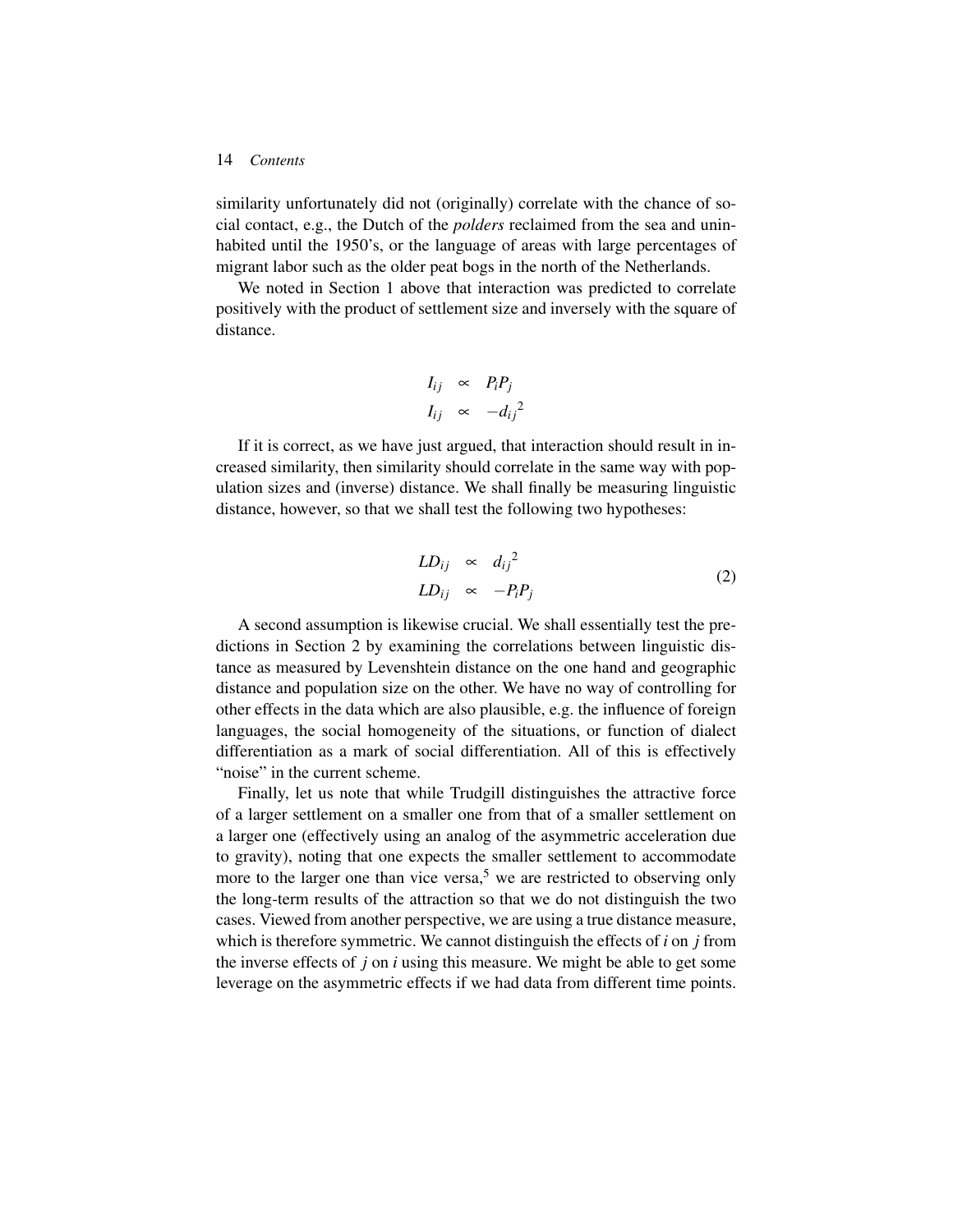similarity unfortunately did not (originally) correlate with the chance of social contact, e.g., the Dutch of the *polders* reclaimed from the sea and uninhabited until the 1950's, or the language of areas with large percentages of migrant labor such as the older peat bogs in the north of the Netherlands.

We noted in Section 1 above that interaction was predicted to correlate positively with the product of settlement size and inversely with the square of distance.

$$
\begin{aligned}
I_{ij} &\propto P_i P_j \\
I_{ij} &\propto -{d_{ij}}^2
\end{aligned}
$$

If it is correct, as we have just argued, that interaction should result in increased similarity, then similarity should correlate in the same way with population sizes and (inverse) distance. We shall finally be measuring linguistic distance, however, so that we shall test the following two hypotheses:

$$
\begin{aligned}
LD_{ij} &\propto {d_{ij}}^2 \\
LD_{ij} &\propto -P_i P_j
\end{aligned}
\tag{2}
$$

A second assumption is likewise crucial. We shall essentially test the predictions in Section 2 by examining the correlations between linguistic distance as measured by Levenshtein distance on the one hand and geographic distance and population size on the other. We have no way of controlling for other effects in the data which are also plausible, e.g. the influence of foreign languages, the social homogeneity of the situations, or function of dialect differentiation as a mark of social differentiation. All of this is effectively "noise" in the current scheme.

Finally, let us note that while Trudgill distinguishes the attractive force of a larger settlement on a smaller one from that of a smaller settlement on a larger one (effectively using an analog of the asymmetric acceleration due to gravity), noting that one expects the smaller settlement to accommodate more to the larger one than vice versa,[5] we are restricted to observing only the long-term results of the attraction so that we do not distinguish the two cases. Viewed from another perspective, we are using a true distance measure, which is therefore symmetric. We cannot distinguish the effects of $i$ on $j$ from the inverse effects of $j$ on $i$ using this measure. We might be able to get some leverage on the asymmetric effects if we had data from different time points.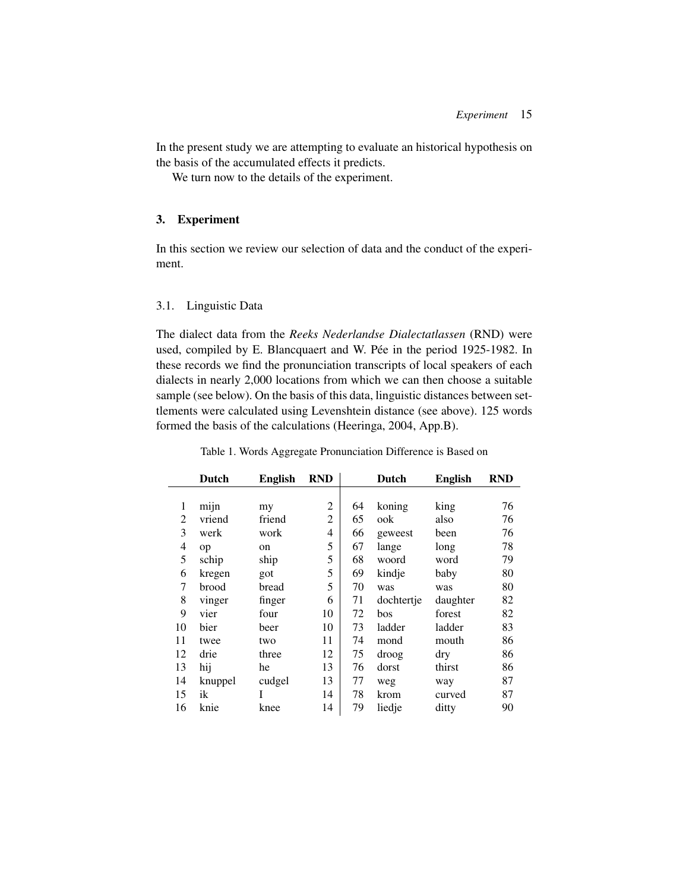In the present study we are attempting to evaluate an historical hypothesis on the basis of the accumulated effects it predicts.

We turn now to the details of the experiment.

## 3. Experiment

In this section we review our selection of data and the conduct of the experiment.

### 3.1. Linguistic Data

The dialect data from the *Reeks Nederlandse Dialectatlassen* (RND) were used, compiled by E. Blancquaert and W. Pée in the period 1925-1982. In these records we find the pronunciation transcripts of local speakers of each dialects in nearly 2,000 locations from which we can then choose a suitable sample (see below). On the basis of this data, linguistic distances between settlements were calculated using Levenshtein distance (see above). 125 words formed the basis of the calculations (Heeringa, 2004, App.B).

Table 1. Words Aggregate Pronunciation Difference is Based on

| | Dutch | English | RND | | Dutch | English | RND |
|---|---|---|---|---|---|---|---|
| 1 | mijn | my | 2 | 64 | koning | king | 76 |
| 2 | vriend | friend | 2 | 65 | ook | also | 76 |
| 3 | werk | work | 4 | 66 | geweest | been | 76 |
| 4 | op | on | 5 | 67 | lange | long | 78 |
| 5 | schip | ship | 5 | 68 | woord | word | 79 |
| 6 | kregen | got | 5 | 69 | kindje | baby | 80 |
| 7 | brood | bread | 5 | 70 | was | was | 80 |
| 8 | vinger | finger | 6 | 71 | dochtertje | daughter | 82 |
| 9 | vier | four | 10 | 72 | bos | forest | 82 |
| 10 | bier | beer | 10 | 73 | ladder | ladder | 83 |
| 11 | twee | two | 11 | 74 | mond | mouth | 86 |
| 12 | drie | three | 12 | 75 | droog | dry | 86 |
| 13 | hij | he | 13 | 76 | dorst | thirst | 86 |
| 14 | knuppel | cudgel | 13 | 77 | weg | way | 87 |
| 15 | ik | I | 14 | 78 | krom | curved | 87 |
| 16 | knie | knee | 14 | 79 | liedje | ditty | 90 |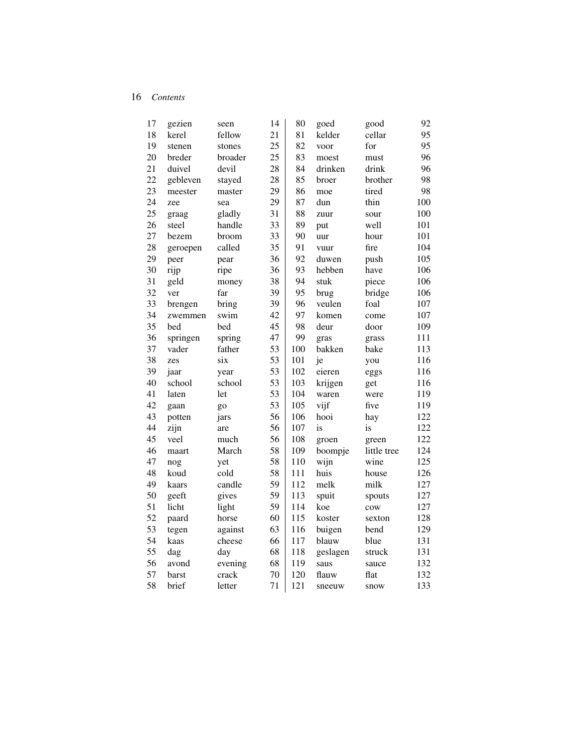| | | | |
|---|---|---|---|
| 17 | gezien | seen | 14 |
| 18 | kerel | fellow | 21 |
| 19 | stenen | stones | 25 |
| 20 | breder | broader | 25 |
| 21 | duivel | devil | 28 |
| 22 | gebleven | stayed | 28 |
| 23 | meester | master | 29 |
| 24 | zee | sea | 29 |
| 25 | graag | gladly | 31 |
| 26 | steel | handle | 33 |
| 27 | bezem | broom | 33 |
| 28 | geroepen | called | 35 |
| 29 | peer | pear | 36 |
| 30 | rijp | ripe | 36 |
| 31 | geld | money | 38 |
| 32 | ver | far | 39 |
| 33 | brengen | bring | 39 |
| 34 | zwemmen | swim | 42 |
| 35 | bed | bed | 45 |
| 36 | springen | spring | 47 |
| 37 | vader | father | 53 |
| 38 | zes | six | 53 |
| 39 | jaar | year | 53 |
| 40 | school | school | 53 |
| 41 | laten | let | 53 |
| 42 | gaan | go | 53 |
| 43 | potten | jars | 56 |
| 44 | zijn | are | 56 |
| 45 | veel | much | 56 |
| 46 | maart | March | 58 |
| 47 | nog | yet | 58 |
| 48 | koud | cold | 58 |
| 49 | kaars | candle | 59 |
| 50 | geeft | gives | 59 |
| 51 | licht | light | 59 |
| 52 | paard | horse | 60 |
| 53 | tegen | against | 63 |
| 54 | kaas | cheese | 66 |
| 55 | dag | day | 68 |
| 56 | avond | evening | 68 |
| 57 | barst | crack | 70 |
| 58 | brief | letter | 71 |
| 80 | goed | good | 92 |
| 81 | kelder | cellar | 95 |
| 82 | voor | for | 95 |
| 83 | moest | must | 96 |
| 84 | drinken | drink | 96 |
| 85 | broer | brother | 98 |
| 86 | moe | tired | 98 |
| 87 | dun | thin | 100 |
| 88 | zuur | sour | 100 |
| 89 | put | well | 101 |
| 90 | uur | hour | 101 |
| 91 | vuur | fire | 104 |
| 92 | duwen | push | 105 |
| 93 | hebben | have | 106 |
| 94 | stuk | piece | 106 |
| 95 | brug | bridge | 106 |
| 96 | veulen | foal | 107 |
| 97 | komen | come | 107 |
| 98 | deur | door | 109 |
| 99 | gras | grass | 111 |
| 100 | bakken | bake | 113 |
| 101 | je | you | 116 |
| 102 | eieren | eggs | 116 |
| 103 | krijgen | get | 116 |
| 104 | waren | were | 119 |
| 105 | vijf | five | 119 |
| 106 | hooi | hay | 122 |
| 107 | is | is | 122 |
| 108 | groen | green | 122 |
| 109 | boompje | little tree | 124 |
| 110 | wijn | wine | 125 |
| 111 | huis | house | 126 |
| 112 | melk | milk | 127 |
| 113 | spuit | spouts | 127 |
| 114 | koe | cow | 127 |
| 115 | koster | sexton | 128 |
| 116 | buigen | bend | 129 |
| 117 | blauw | blue | 131 |
| 118 | geslagen | struck | 131 |
| 119 | saus | sauce | 132 |
| 120 | flauw | flat | 132 |
| 121 | sneeuw | snow | 133 |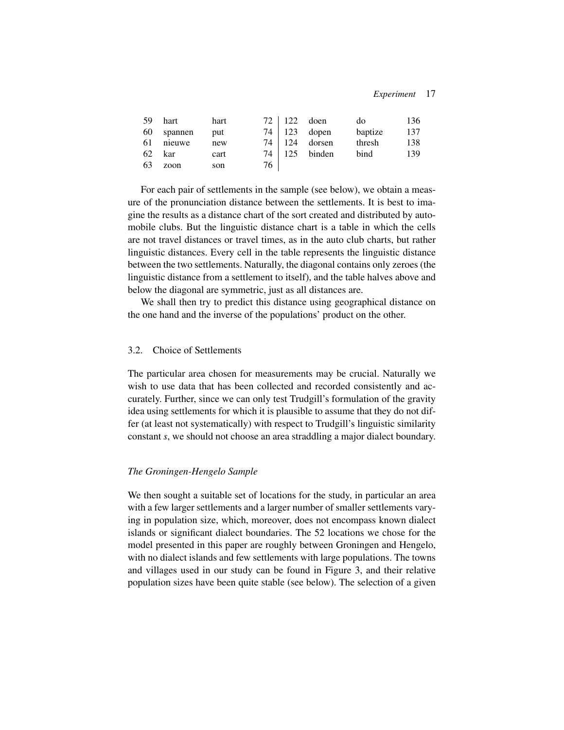| | | | | | | | |
|---|---|---|---|---|---|---|---|
| 59 | hart | hart | 72 | 122 | doen | do | 136 |
| 60 | spannen | put | 74 | 123 | dopen | baptize | 137 |
| 61 | nieuwe | new | 74 | 124 | dorsen | thresh | 138 |
| 62 | kar | cart | 74 | 125 | binden | bind | 139 |
| 63 | zoon | son | 76 | | | | |

For each pair of settlements in the sample (see below), we obtain a measure of the pronunciation distance between the settlements. It is best to imagine the results as a distance chart of the sort created and distributed by automobile clubs. But the linguistic distance chart is a table in which the cells are not travel distances or travel times, as in the auto club charts, but rather linguistic distances. Every cell in the table represents the linguistic distance between the two settlements. Naturally, the diagonal contains only zeroes (the linguistic distance from a settlement to itself), and the table halves above and below the diagonal are symmetric, just as all distances are.

We shall then try to predict this distance using geographical distance on the one hand and the inverse of the populations' product on the other.

## 3.2. Choice of Settlements

The particular area chosen for measurements may be crucial. Naturally we wish to use data that has been collected and recorded consistently and accurately. Further, since we can only test Trudgill's formulation of the gravity idea using settlements for which it is plausible to assume that they do not differ (at least not systematically) with respect to Trudgill's linguistic similarity constant $s$, we should not choose an area straddling a major dialect boundary.

### *The Groningen-Hengelo Sample*

We then sought a suitable set of locations for the study, in particular an area with a few larger settlements and a larger number of smaller settlements varying in population size, which, moreover, does not encompass known dialect islands or significant dialect boundaries. The 52 locations we chose for the model presented in this paper are roughly between Groningen and Hengelo, with no dialect islands and few settlements with large populations. The towns and villages used in our study can be found in Figure 3, and their relative population sizes have been quite stable (see below). The selection of a given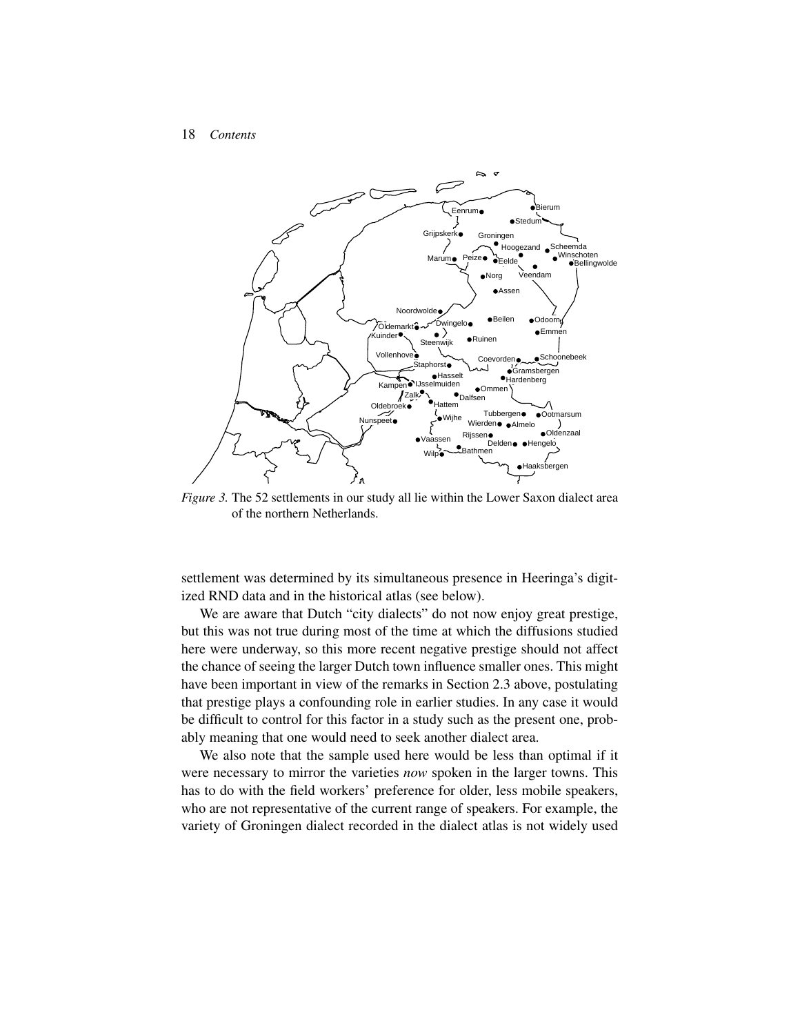*Figure 3.* The 52 settlements in our study all lie within the Lower Saxon dialect area of the northern Netherlands.

settlement was determined by its simultaneous presence in Heeringa's digitized RND data and in the historical atlas (see below).

We are aware that Dutch "city dialects" do not now enjoy great prestige, but this was not true during most of the time at which the diffusions studied here were underway, so this more recent negative prestige should not affect the chance of seeing the larger Dutch town influence smaller ones. This might have been important in view of the remarks in Section 2.3 above, postulating that prestige plays a confounding role in earlier studies. In any case it would be difficult to control for this factor in a study such as the present one, probably meaning that one would need to seek another dialect area.

We also note that the sample used here would be less than optimal if it were necessary to mirror the varieties *now* spoken in the larger towns. This has to do with the field workers' preference for older, less mobile speakers, who are not representative of the current range of speakers. For example, the variety of Groningen dialect recorded in the dialect atlas is not widely used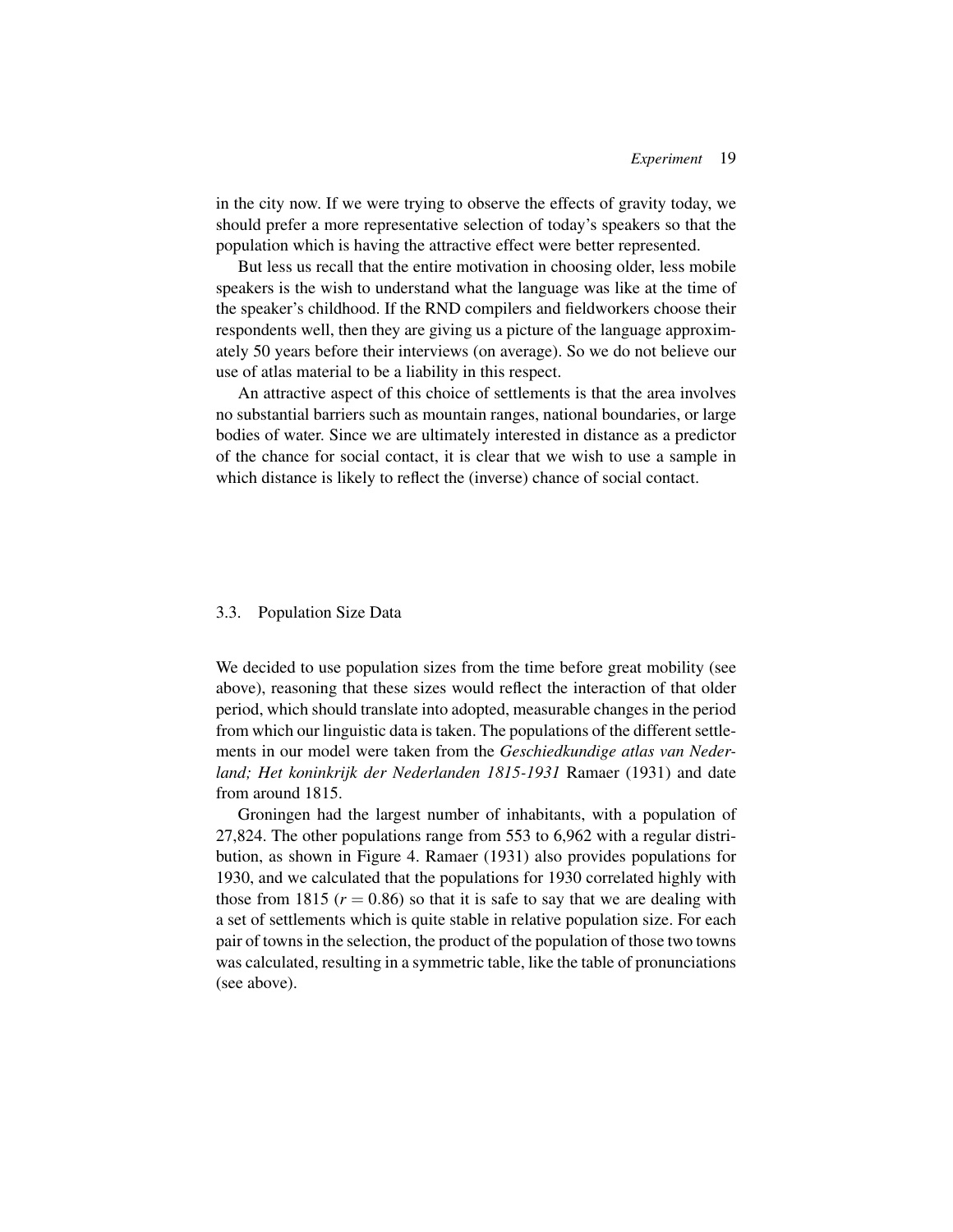in the city now. If we were trying to observe the effects of gravity today, we should prefer a more representative selection of today's speakers so that the population which is having the attractive effect were better represented.

But less us recall that the entire motivation in choosing older, less mobile speakers is the wish to understand what the language was like at the time of the speaker's childhood. If the RND compilers and fieldworkers choose their respondents well, then they are giving us a picture of the language approximately 50 years before their interviews (on average). So we do not believe our use of atlas material to be a liability in this respect.

An attractive aspect of this choice of settlements is that the area involves no substantial barriers such as mountain ranges, national boundaries, or large bodies of water. Since we are ultimately interested in distance as a predictor of the chance for social contact, it is clear that we wish to use a sample in which distance is likely to reflect the (inverse) chance of social contact.

### 3.3. Population Size Data

We decided to use population sizes from the time before great mobility (see above), reasoning that these sizes would reflect the interaction of that older period, which should translate into adopted, measurable changes in the period from which our linguistic data is taken. The populations of the different settlements in our model were taken from the *Geschiedkundige atlas van Nederland; Het koninkrijk der Nederlanden 1815-1931* Ramaer (1931) and date from around 1815.

Groningen had the largest number of inhabitants, with a population of 27,824. The other populations range from 553 to 6,962 with a regular distribution, as shown in Figure 4. Ramaer (1931) also provides populations for 1930, and we calculated that the populations for 1930 correlated highly with those from 1815 ($r = 0.86$) so that it is safe to say that we are dealing with a set of settlements which is quite stable in relative population size. For each pair of towns in the selection, the product of the population of those two towns was calculated, resulting in a symmetric table, like the table of pronunciations (see above).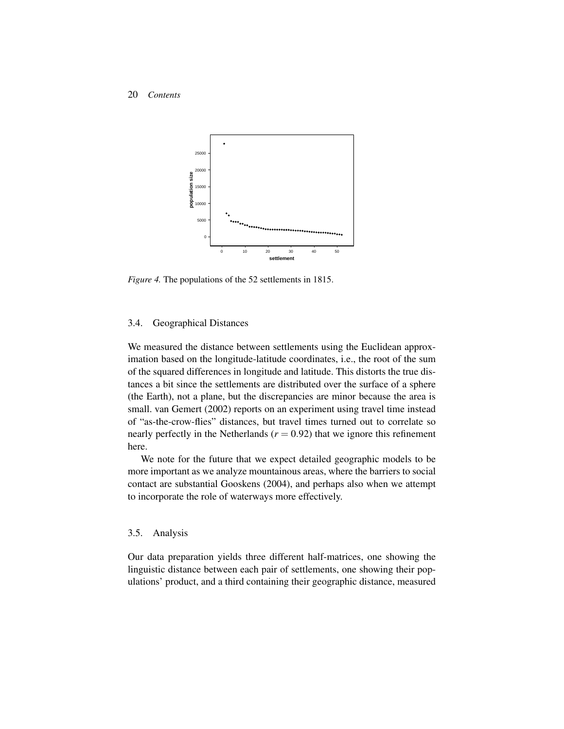*Figure 4.* The populations of the 52 settlements in 1815.

### 3.4. Geographical Distances

We measured the distance between settlements using the Euclidean approximation based on the longitude-latitude coordinates, i.e., the root of the sum of the squared differences in longitude and latitude. This distorts the true distances a bit since the settlements are distributed over the surface of a sphere (the Earth), not a plane, but the discrepancies are minor because the area is small. van Gemert (2002) reports on an experiment using travel time instead of "as-the-crow-flies" distances, but travel times turned out to correlate so nearly perfectly in the Netherlands ($r = 0.92$) that we ignore this refinement here.

We note for the future that we expect detailed geographic models to be more important as we analyze mountainous areas, where the barriers to social contact are substantial Gooskens (2004), and perhaps also when we attempt to incorporate the role of waterways more effectively.

### 3.5. Analysis

Our data preparation yields three different half-matrices, one showing the linguistic distance between each pair of settlements, one showing their populations' product, and a third containing their geographic distance, measured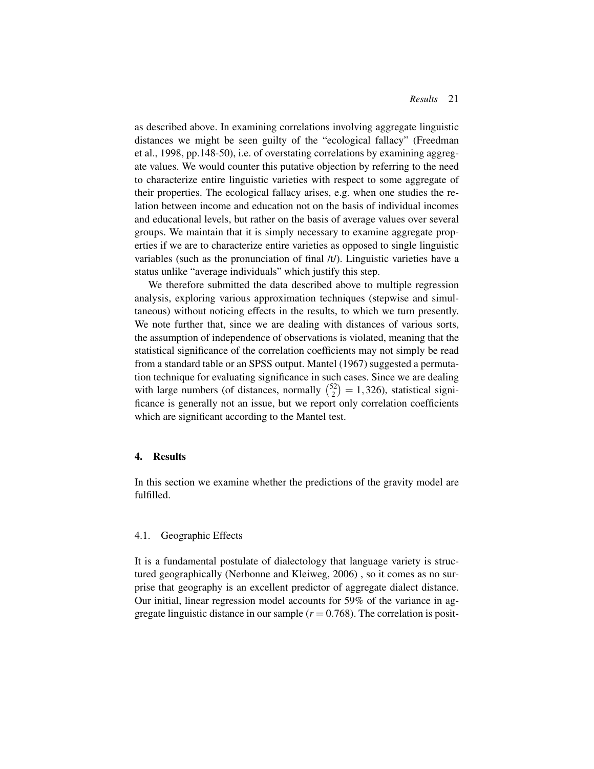as described above. In examining correlations involving aggregate linguistic distances we might be seen guilty of the "ecological fallacy" (Freedman et al., 1998, pp.148-50), i.e. of overstating correlations by examining aggregate values. We would counter this putative objection by referring to the need to characterize entire linguistic varieties with respect to some aggregate of their properties. The ecological fallacy arises, e.g. when one studies the relation between income and education not on the basis of individual incomes and educational levels, but rather on the basis of average values over several groups. We maintain that it is simply necessary to examine aggregate properties if we are to characterize entire varieties as opposed to single linguistic variables (such as the pronunciation of final /t/). Linguistic varieties have a status unlike "average individuals" which justify this step.

We therefore submitted the data described above to multiple regression analysis, exploring various approximation techniques (stepwise and simultaneous) without noticing effects in the results, to which we turn presently. We note further that, since we are dealing with distances of various sorts, the assumption of independence of observations is violated, meaning that the statistical significance of the correlation coefficients may not simply be read from a standard table or an SPSS output. Mantel (1967) suggested a permutation technique for evaluating significance in such cases. Since we are dealing with large numbers (of distances, normally $\binom{52}{2} = 1,326$), statistical significance is generally not an issue, but we report only correlation coefficients which are significant according to the Mantel test.

## 4. Results

In this section we examine whether the predictions of the gravity model are fulfilled.

### 4.1. Geographic Effects

It is a fundamental postulate of dialectology that language variety is structured geographically (Nerbonne and Kleiweg, 2006) , so it comes as no surprise that geography is an excellent predictor of aggregate dialect distance. Our initial, linear regression model accounts for 59% of the variance in aggregate linguistic distance in our sample ($r = 0.768$). The correlation is posit-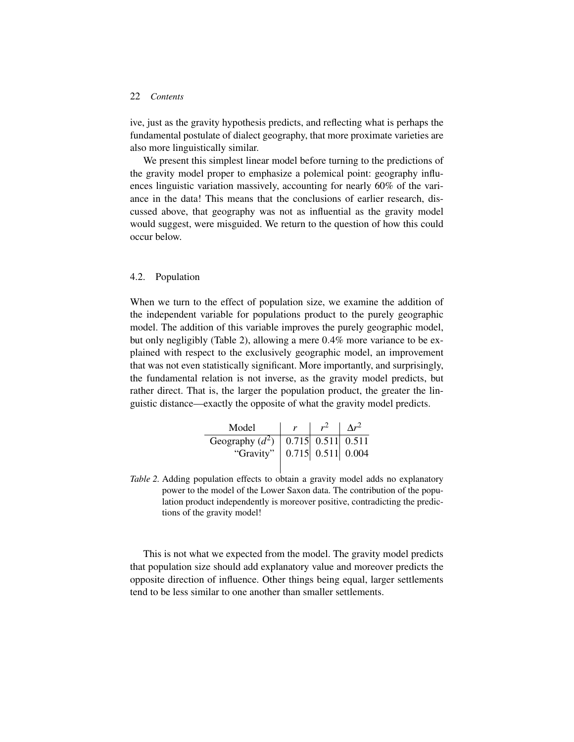ive, just as the gravity hypothesis predicts, and reflecting what is perhaps the fundamental postulate of dialect geography, that more proximate varieties are also more linguistically similar.

We present this simplest linear model before turning to the predictions of the gravity model proper to emphasize a polemical point: geography influences linguistic variation massively, accounting for nearly 60% of the variance in the data! This means that the conclusions of earlier research, discussed above, that geography was not as influential as the gravity model would suggest, were misguided. We return to the question of how this could occur below.

### 4.2. Population

When we turn to the effect of population size, we examine the addition of the independent variable for populations product to the purely geographic model. The addition of this variable improves the purely geographic model, but only negligibly (Table 2), allowing a mere 0.4% more variance to be explained with respect to the exclusively geographic model, an improvement that was not even statistically significant. More importantly, and surprisingly, the fundamental relation is not inverse, as the gravity model predicts, but rather direct. That is, the larger the population product, the greater the linguistic distance—exactly the opposite of what the gravity model predicts.

| Model | $r$ | $r^2$ | $\Delta r^2$ |
|---|---|---|---|
| Geography ($d^2$) | 0.715 | 0.511 | 0.511 |
| "Gravity" | 0.715 | 0.511 | 0.004 |

*Table 2.* Adding population effects to obtain a gravity model adds no explanatory power to the model of the Lower Saxon data. The contribution of the population product independently is moreover positive, contradicting the predictions of the gravity model!

This is not what we expected from the model. The gravity model predicts that population size should add explanatory value and moreover predicts the opposite direction of influence. Other things being equal, larger settlements tend to be less similar to one another than smaller settlements.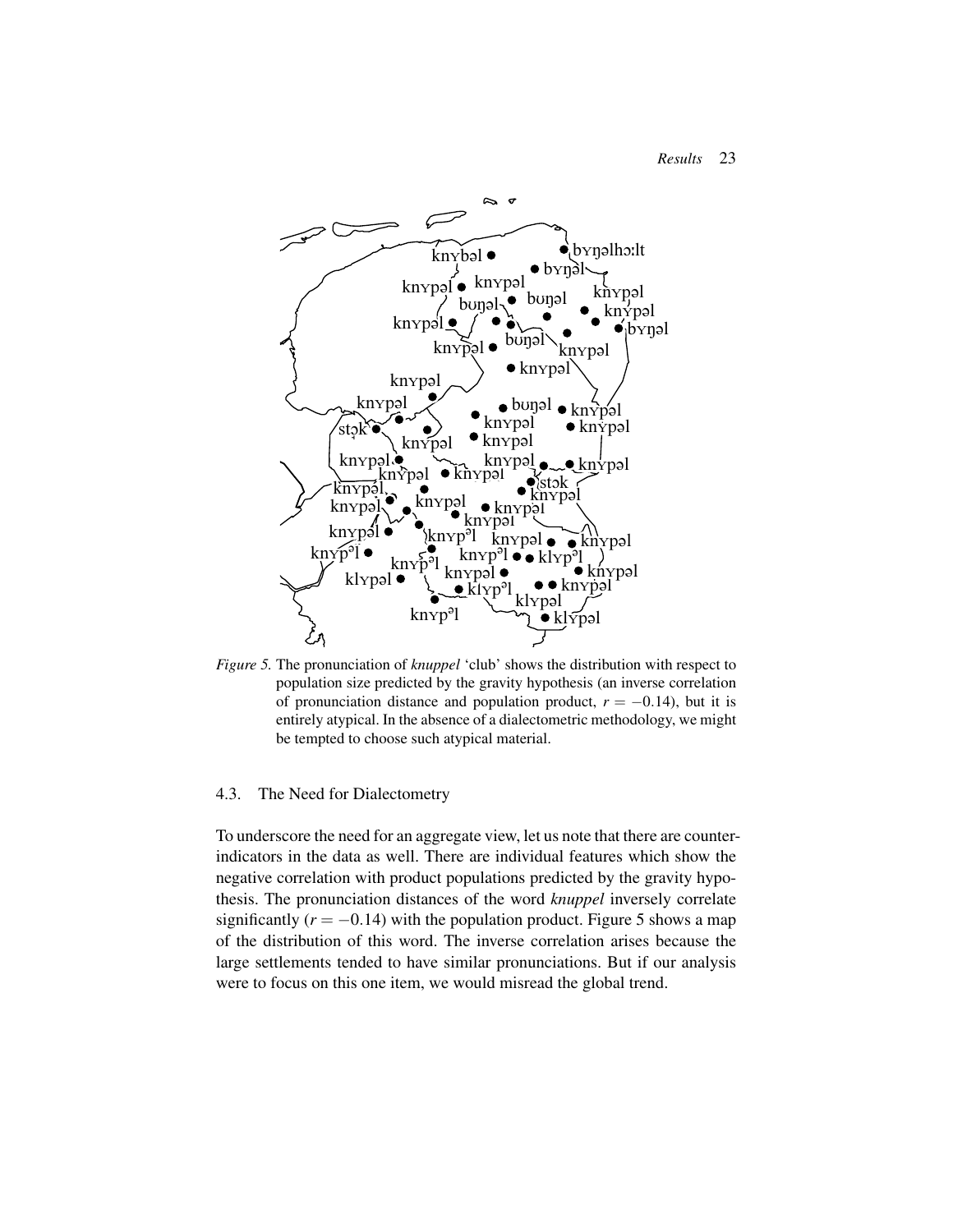*Figure 5.* The pronunciation of *knuppel* 'club' shows the distribution with respect to population size predicted by the gravity hypothesis (an inverse correlation of pronunciation distance and population product, $r = -0.14$), but it is entirely atypical. In the absence of a dialectometric methodology, we might be tempted to choose such atypical material.

### 4.3. The Need for Dialectometry

To underscore the need for an aggregate view, let us note that there are counter-indicators in the data as well. There are individual features which show the negative correlation with product populations predicted by the gravity hypothesis. The pronunciation distances of the word *knuppel* inversely correlate significantly ($r = -0.14$) with the population product. Figure 5 shows a map of the distribution of this word. The inverse correlation arises because the large settlements tended to have similar pronunciations. But if our analysis were to focus on this one item, we would misread the global trend.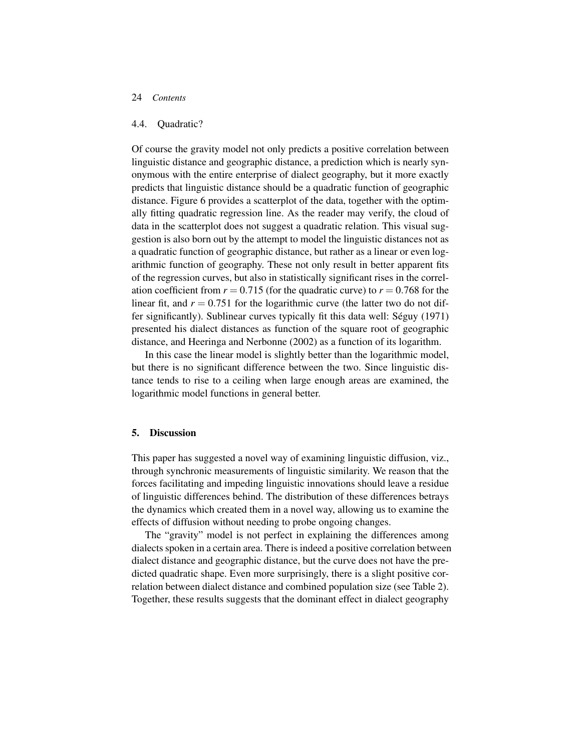### 4.4. Quadratic?

Of course the gravity model not only predicts a positive correlation between linguistic distance and geographic distance, a prediction which is nearly synonymous with the entire enterprise of dialect geography, but it more exactly predicts that linguistic distance should be a quadratic function of geographic distance. Figure 6 provides a scatterplot of the data, together with the optimally fitting quadratic regression line. As the reader may verify, the cloud of data in the scatterplot does not suggest a quadratic relation. This visual suggestion is also born out by the attempt to model the linguistic distances not as a quadratic function of geographic distance, but rather as a linear or even logarithmic function of geography. These not only result in better apparent fits of the regression curves, but also in statistically significant rises in the correlation coefficient from $r = 0.715$ (for the quadratic curve) to $r = 0.768$ for the linear fit, and $r = 0.751$ for the logarithmic curve (the latter two do not differ significantly). Sublinear curves typically fit this data well: Séguy (1971) presented his dialect distances as function of the square root of geographic distance, and Heeringa and Nerbonne (2002) as a function of its logarithm.

In this case the linear model is slightly better than the logarithmic model, but there is no significant difference between the two. Since linguistic distance tends to rise to a ceiling when large enough areas are examined, the logarithmic model functions in general better.

## 5. Discussion

This paper has suggested a novel way of examining linguistic diffusion, viz., through synchronic measurements of linguistic similarity. We reason that the forces facilitating and impeding linguistic innovations should leave a residue of linguistic differences behind. The distribution of these differences betrays the dynamics which created them in a novel way, allowing us to examine the effects of diffusion without needing to probe ongoing changes.

The "gravity" model is not perfect in explaining the differences among dialects spoken in a certain area. There is indeed a positive correlation between dialect distance and geographic distance, but the curve does not have the predicted quadratic shape. Even more surprisingly, there is a slight positive correlation between dialect distance and combined population size (see Table 2). Together, these results suggests that the dominant effect in dialect geography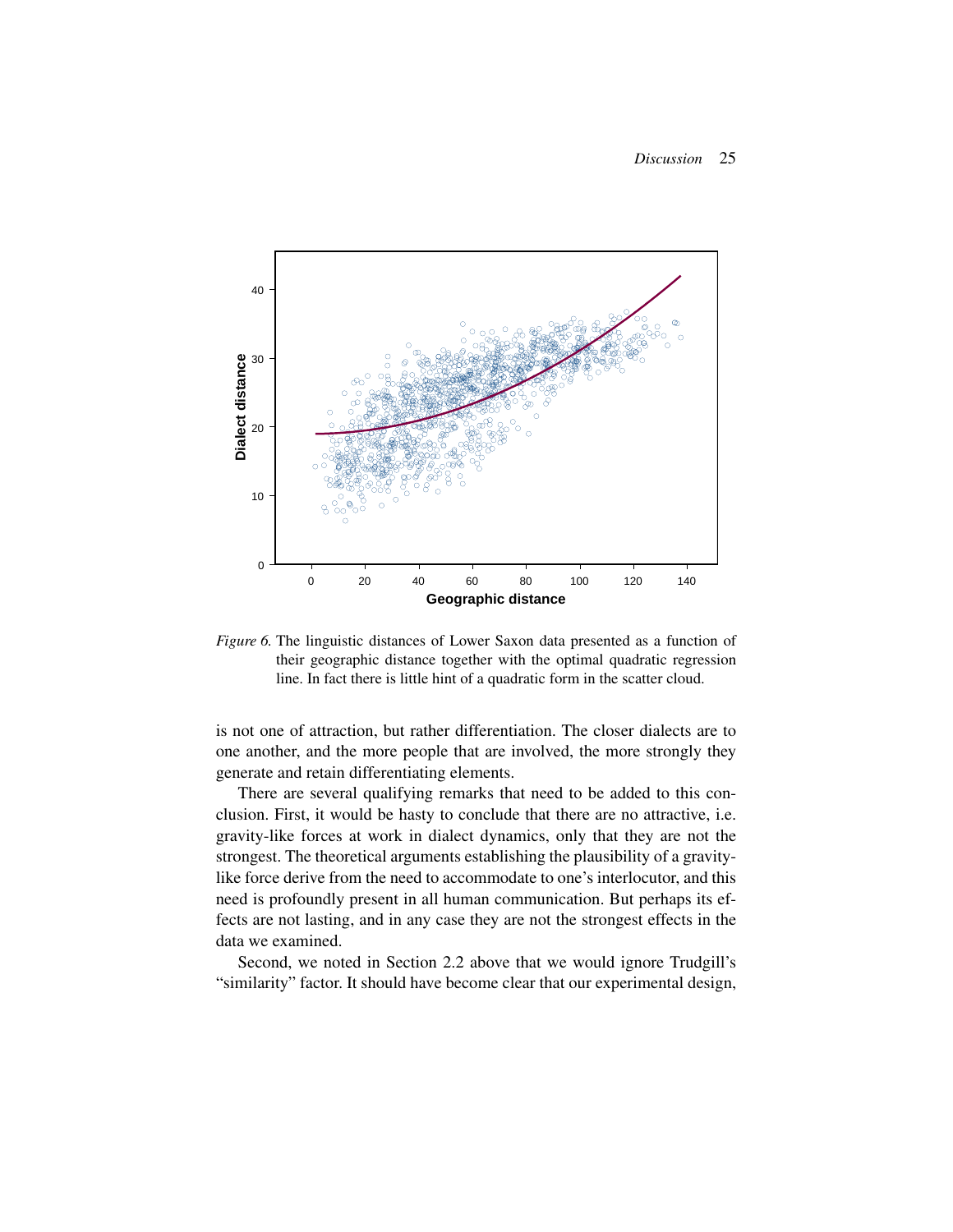*Figure 6.* The linguistic distances of Lower Saxon data presented as a function of their geographic distance together with the optimal quadratic regression line. In fact there is little hint of a quadratic form in the scatter cloud.

is not one of attraction, but rather differentiation. The closer dialects are to one another, and the more people that are involved, the more strongly they generate and retain differentiating elements.

There are several qualifying remarks that need to be added to this conclusion. First, it would be hasty to conclude that there are no attractive, i.e. gravity-like forces at work in dialect dynamics, only that they are not the strongest. The theoretical arguments establishing the plausibility of a gravity-like force derive from the need to accommodate to one's interlocutor, and this need is profoundly present in all human communication. But perhaps its effects are not lasting, and in any case they are not the strongest effects in the data we examined.

Second, we noted in Section 2.2 above that we would ignore Trudgill's "similarity" factor. It should have become clear that our experimental design,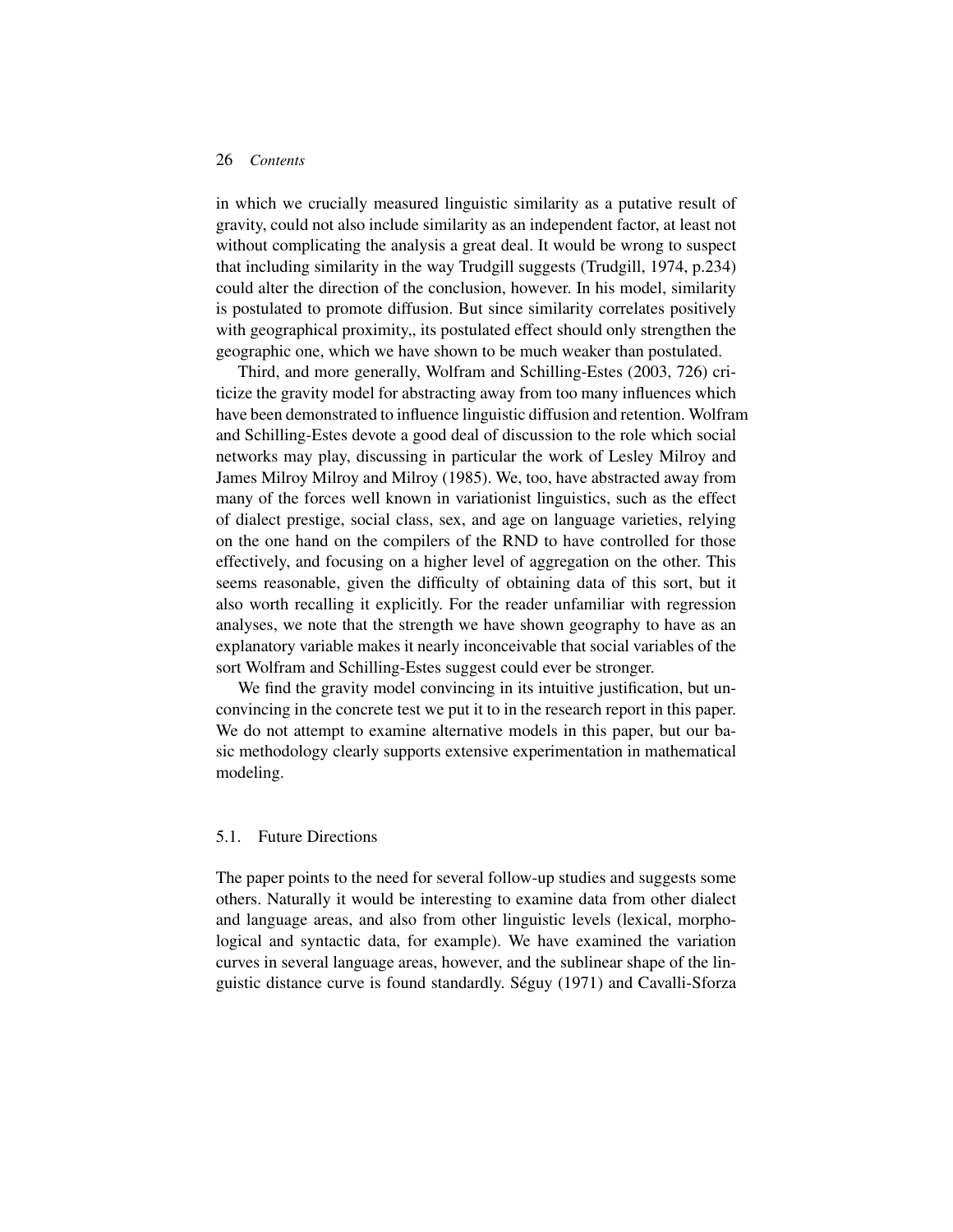in which we crucially measured linguistic similarity as a putative result of gravity, could not also include similarity as an independent factor, at least not without complicating the analysis a great deal. It would be wrong to suspect that including similarity in the way Trudgill suggests (Trudgill, 1974, p.234) could alter the direction of the conclusion, however. In his model, similarity is postulated to promote diffusion. But since similarity correlates positively with geographical proximity,, its postulated effect should only strengthen the geographic one, which we have shown to be much weaker than postulated.

Third, and more generally, Wolfram and Schilling-Estes (2003, 726) criticize the gravity model for abstracting away from too many influences which have been demonstrated to influence linguistic diffusion and retention. Wolfram and Schilling-Estes devote a good deal of discussion to the role which social networks may play, discussing in particular the work of Lesley Milroy and James Milroy Milroy and Milroy (1985). We, too, have abstracted away from many of the forces well known in variationist linguistics, such as the effect of dialect prestige, social class, sex, and age on language varieties, relying on the one hand on the compilers of the RND to have controlled for those effectively, and focusing on a higher level of aggregation on the other. This seems reasonable, given the difficulty of obtaining data of this sort, but it also worth recalling it explicitly. For the reader unfamiliar with regression analyses, we note that the strength we have shown geography to have as an explanatory variable makes it nearly inconceivable that social variables of the sort Wolfram and Schilling-Estes suggest could ever be stronger.

We find the gravity model convincing in its intuitive justification, but unconvincing in the concrete test we put it to in the research report in this paper. We do not attempt to examine alternative models in this paper, but our basic methodology clearly supports extensive experimentation in mathematical modeling.

### 5.1. Future Directions

The paper points to the need for several follow-up studies and suggests some others. Naturally it would be interesting to examine data from other dialect and language areas, and also from other linguistic levels (lexical, morphological and syntactic data, for example). We have examined the variation curves in several language areas, however, and the sublinear shape of the linguistic distance curve is found standardly. Séguy (1971) and Cavalli-Sforza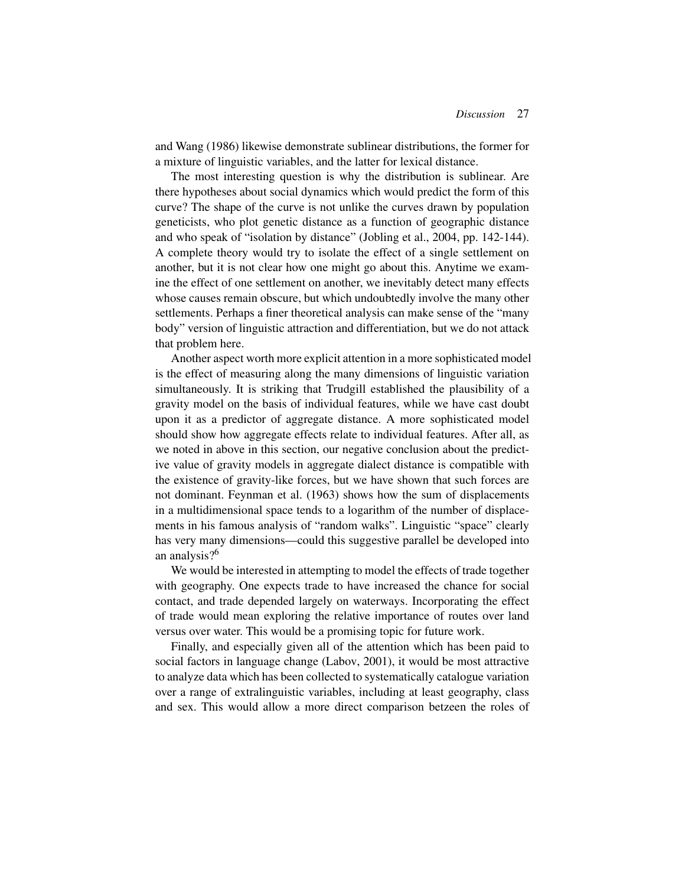and Wang (1986) likewise demonstrate sublinear distributions, the former for a mixture of linguistic variables, and the latter for lexical distance.

The most interesting question is why the distribution is sublinear. Are there hypotheses about social dynamics which would predict the form of this curve? The shape of the curve is not unlike the curves drawn by population geneticists, who plot genetic distance as a function of geographic distance and who speak of "isolation by distance" (Jobling et al., 2004, pp. 142-144). A complete theory would try to isolate the effect of a single settlement on another, but it is not clear how one might go about this. Anytime we examine the effect of one settlement on another, we inevitably detect many effects whose causes remain obscure, but which undoubtedly involve the many other settlements. Perhaps a finer theoretical analysis can make sense of the "many body" version of linguistic attraction and differentiation, but we do not attack that problem here.

Another aspect worth more explicit attention in a more sophisticated model is the effect of measuring along the many dimensions of linguistic variation simultaneously. It is striking that Trudgill established the plausibility of a gravity model on the basis of individual features, while we have cast doubt upon it as a predictor of aggregate distance. A more sophisticated model should show how aggregate effects relate to individual features. After all, as we noted in above in this section, our negative conclusion about the predictive value of gravity models in aggregate dialect distance is compatible with the existence of gravity-like forces, but we have shown that such forces are not dominant. Feynman et al. (1963) shows how the sum of displacements in a multidimensional space tends to a logarithm of the number of displacements in his famous analysis of "random walks". Linguistic "space" clearly has very many dimensions—could this suggestive parallel be developed into an analysis?[6]

We would be interested in attempting to model the effects of trade together with geography. One expects trade to have increased the chance for social contact, and trade depended largely on waterways. Incorporating the effect of trade would mean exploring the relative importance of routes over land versus over water. This would be a promising topic for future work.

Finally, and especially given all of the attention which has been paid to social factors in language change (Labov, 2001), it would be most attractive to analyze data which has been collected to systematically catalogue variation over a range of extralinguistic variables, including at least geography, class and sex. This would allow a more direct comparison betzeen the roles of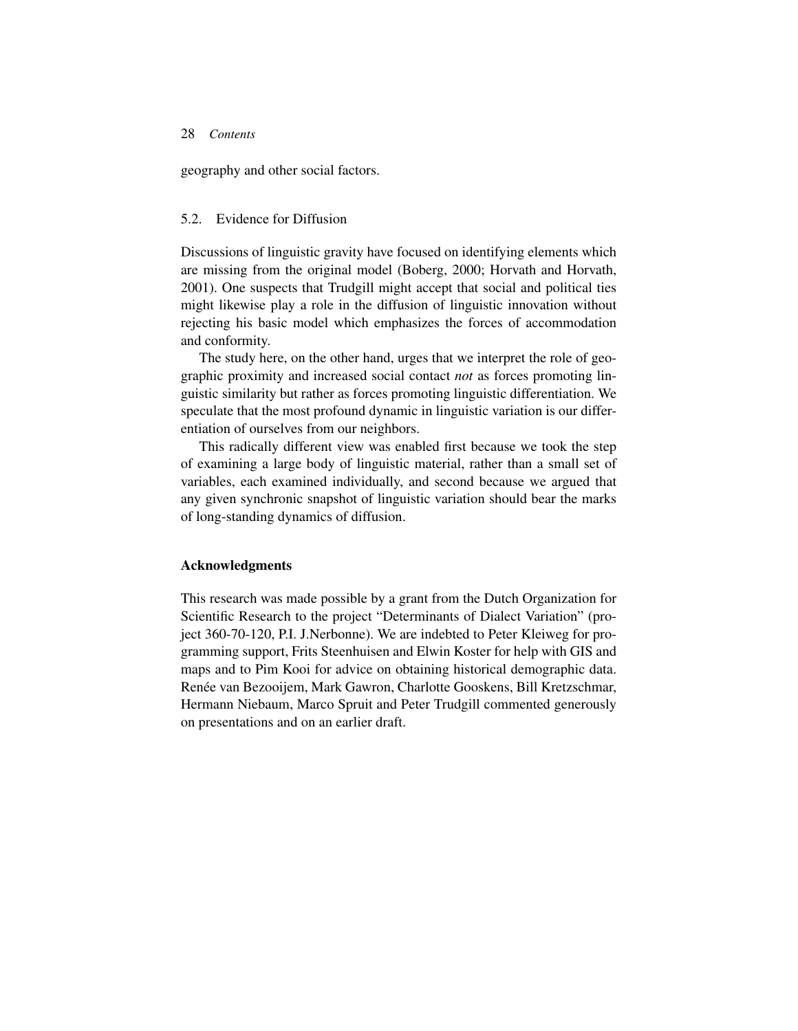geography and other social factors.

### 5.2. Evidence for Diffusion

Discussions of linguistic gravity have focused on identifying elements which are missing from the original model (Boberg, 2000; Horvath and Horvath, 2001). One suspects that Trudgill might accept that social and political ties might likewise play a role in the diffusion of linguistic innovation without rejecting his basic model which emphasizes the forces of accommodation and conformity.

The study here, on the other hand, urges that we interpret the role of geographic proximity and increased social contact *not* as forces promoting linguistic similarity but rather as forces promoting linguistic differentiation. We speculate that the most profound dynamic in linguistic variation is our differentiation of ourselves from our neighbors.

This radically different view was enabled first because we took the step of examining a large body of linguistic material, rather than a small set of variables, each examined individually, and second because we argued that any given synchronic snapshot of linguistic variation should bear the marks of long-standing dynamics of diffusion.

## Acknowledgments

This research was made possible by a grant from the Dutch Organization for Scientific Research to the project "Determinants of Dialect Variation" (project 360-70-120, P.I. J.Nerbonne). We are indebted to Peter Kleiweg for programming support, Frits Steenhuisen and Elwin Koster for help with GIS and maps and to Pim Kooi for advice on obtaining historical demographic data. Renée van Bezooijem, Mark Gawron, Charlotte Gooskens, Bill Kretzschmar, Hermann Niebaum, Marco Spruit and Peter Trudgill commented generously on presentations and on an earlier draft.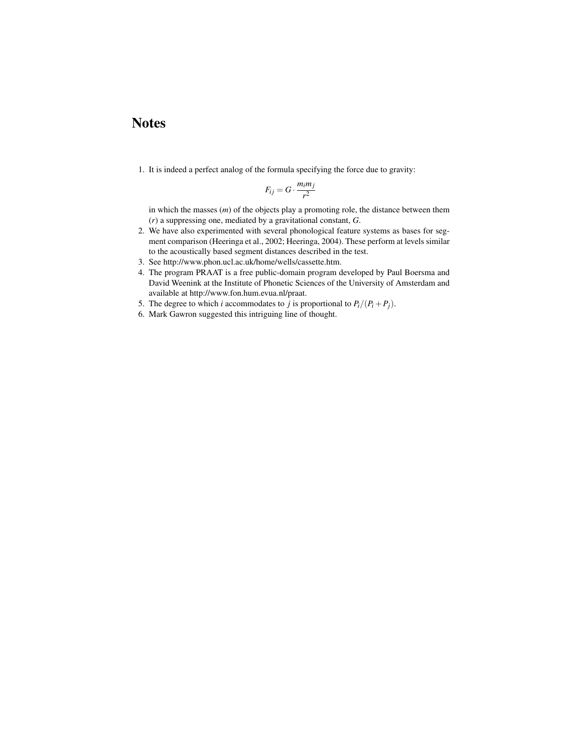# Notes

1. It is indeed a perfect analog of the formula specifying the force due to gravity:

$$F_{ij} = G \cdot \frac{m_i m_j}{r^2}$$

   in which the masses ($m$) of the objects play a promoting role, the distance between them ($r$) a suppressing one, mediated by a gravitational constant, $G$.
2. We have also experimented with several phonological feature systems as bases for segment comparison (Heeringa et al., 2002; Heeringa, 2004). These perform at levels similar to the acoustically based segment distances described in the test.
3. See http://www.phon.ucl.ac.uk/home/wells/cassette.htm.
4. The program PRAAT is a free public-domain program developed by Paul Boersma and David Weenink at the Institute of Phonetic Sciences of the University of Amsterdam and available at http://www.fon.hum.evua.nl/praat.
5. The degree to which $i$ accommodates to $j$ is proportional to $P_i/(P_i + P_j)$.
6. Mark Gawron suggested this intriguing line of thought.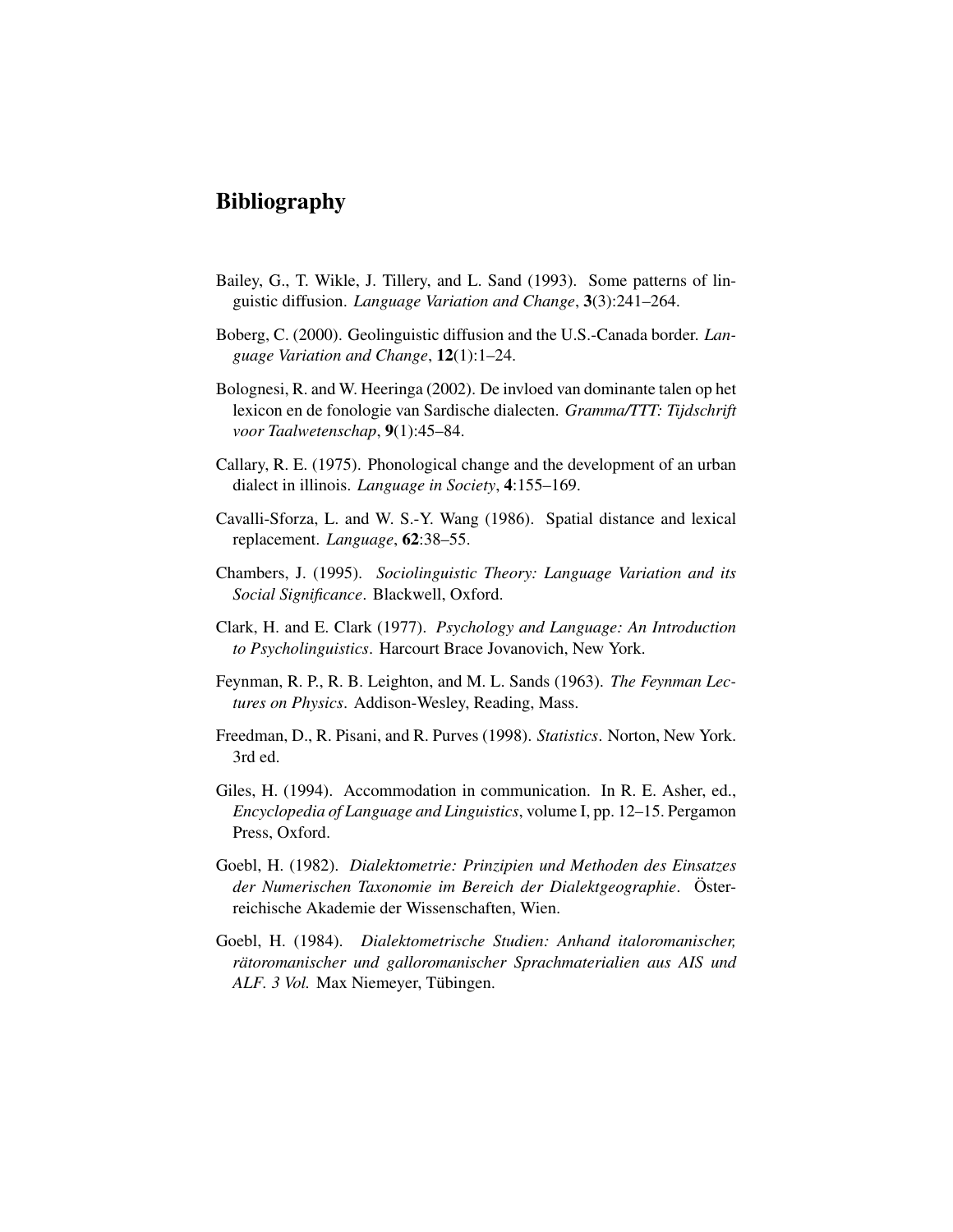# Bibliography

Bailey, G., T. Wikle, J. Tillery, and L. Sand (1993). Some patterns of linguistic diffusion. *Language Variation and Change*, **3**(3):241–264.

Boberg, C. (2000). Geolinguistic diffusion and the U.S.-Canada border. *Language Variation and Change*, **12**(1):1–24.

Bolognesi, R. and W. Heeringa (2002). De invloed van dominante talen op het lexicon en de fonologie van Sardische dialecten. *Gramma/TTT: Tijdschrift voor Taalwetenschap*, **9**(1):45–84.

Callary, R. E. (1975). Phonological change and the development of an urban dialect in illinois. *Language in Society*, **4**:155–169.

Cavalli-Sforza, L. and W. S.-Y. Wang (1986). Spatial distance and lexical replacement. *Language*, **62**:38–55.

Chambers, J. (1995). *Sociolinguistic Theory: Language Variation and its Social Significance*. Blackwell, Oxford.

Clark, H. and E. Clark (1977). *Psychology and Language: An Introduction to Psycholinguistics*. Harcourt Brace Jovanovich, New York.

Feynman, R. P., R. B. Leighton, and M. L. Sands (1963). *The Feynman Lectures on Physics*. Addison-Wesley, Reading, Mass.

Freedman, D., R. Pisani, and R. Purves (1998). *Statistics*. Norton, New York. 3rd ed.

Giles, H. (1994). Accommodation in communication. In R. E. Asher, ed., *Encyclopedia of Language and Linguistics*, volume I, pp. 12–15. Pergamon Press, Oxford.

Goebl, H. (1982). *Dialektometrie: Prinzipien und Methoden des Einsatzes der Numerischen Taxonomie im Bereich der Dialektgeographie*. Österreichische Akademie der Wissenschaften, Wien.

Goebl, H. (1984). *Dialektometrische Studien: Anhand italoromanischer, rätoromanischer und galloromanischer Sprachmaterialien aus AIS und ALF. 3 Vol.* Max Niemeyer, Tübingen.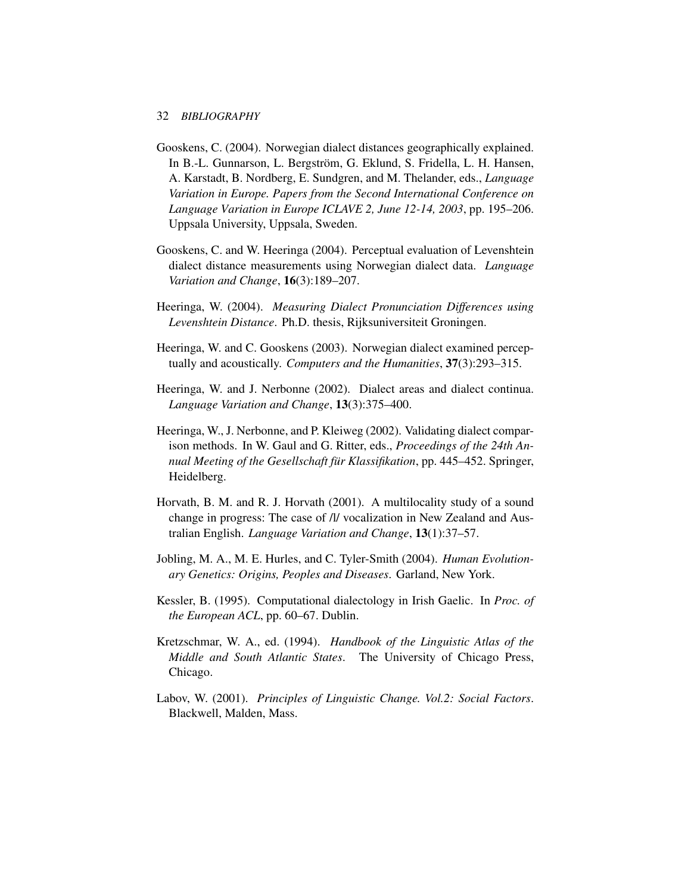Gooskens, C. (2004). Norwegian dialect distances geographically explained. In B.-L. Gunnarson, L. Bergström, G. Eklund, S. Fridella, L. H. Hansen, A. Karstadt, B. Nordberg, E. Sundgren, and M. Thelander, eds., *Language Variation in Europe. Papers from the Second International Conference on Language Variation in Europe ICLAVE 2, June 12-14, 2003*, pp. 195–206. Uppsala University, Uppsala, Sweden.

Gooskens, C. and W. Heeringa (2004). Perceptual evaluation of Levenshtein dialect distance measurements using Norwegian dialect data. *Language Variation and Change*, **16**(3):189–207.

Heeringa, W. (2004). *Measuring Dialect Pronunciation Differences using Levenshtein Distance*. Ph.D. thesis, Rijksuniversiteit Groningen.

Heeringa, W. and C. Gooskens (2003). Norwegian dialect examined perceptually and acoustically. *Computers and the Humanities*, **37**(3):293–315.

Heeringa, W. and J. Nerbonne (2002). Dialect areas and dialect continua. *Language Variation and Change*, **13**(3):375–400.

Heeringa, W., J. Nerbonne, and P. Kleiweg (2002). Validating dialect comparison methods. In W. Gaul and G. Ritter, eds., *Proceedings of the 24th Annual Meeting of the Gesellschaft für Klassifikation*, pp. 445–452. Springer, Heidelberg.

Horvath, B. M. and R. J. Horvath (2001). A multilocality study of a sound change in progress: The case of /l/ vocalization in New Zealand and Australian English. *Language Variation and Change*, **13**(1):37–57.

Jobling, M. A., M. E. Hurles, and C. Tyler-Smith (2004). *Human Evolutionary Genetics: Origins, Peoples and Diseases*. Garland, New York.

Kessler, B. (1995). Computational dialectology in Irish Gaelic. In *Proc. of the European ACL*, pp. 60–67. Dublin.

Kretzschmar, W. A., ed. (1994). *Handbook of the Linguistic Atlas of the Middle and South Atlantic States*. The University of Chicago Press, Chicago.

Labov, W. (2001). *Principles of Linguistic Change. Vol.2: Social Factors*. Blackwell, Malden, Mass.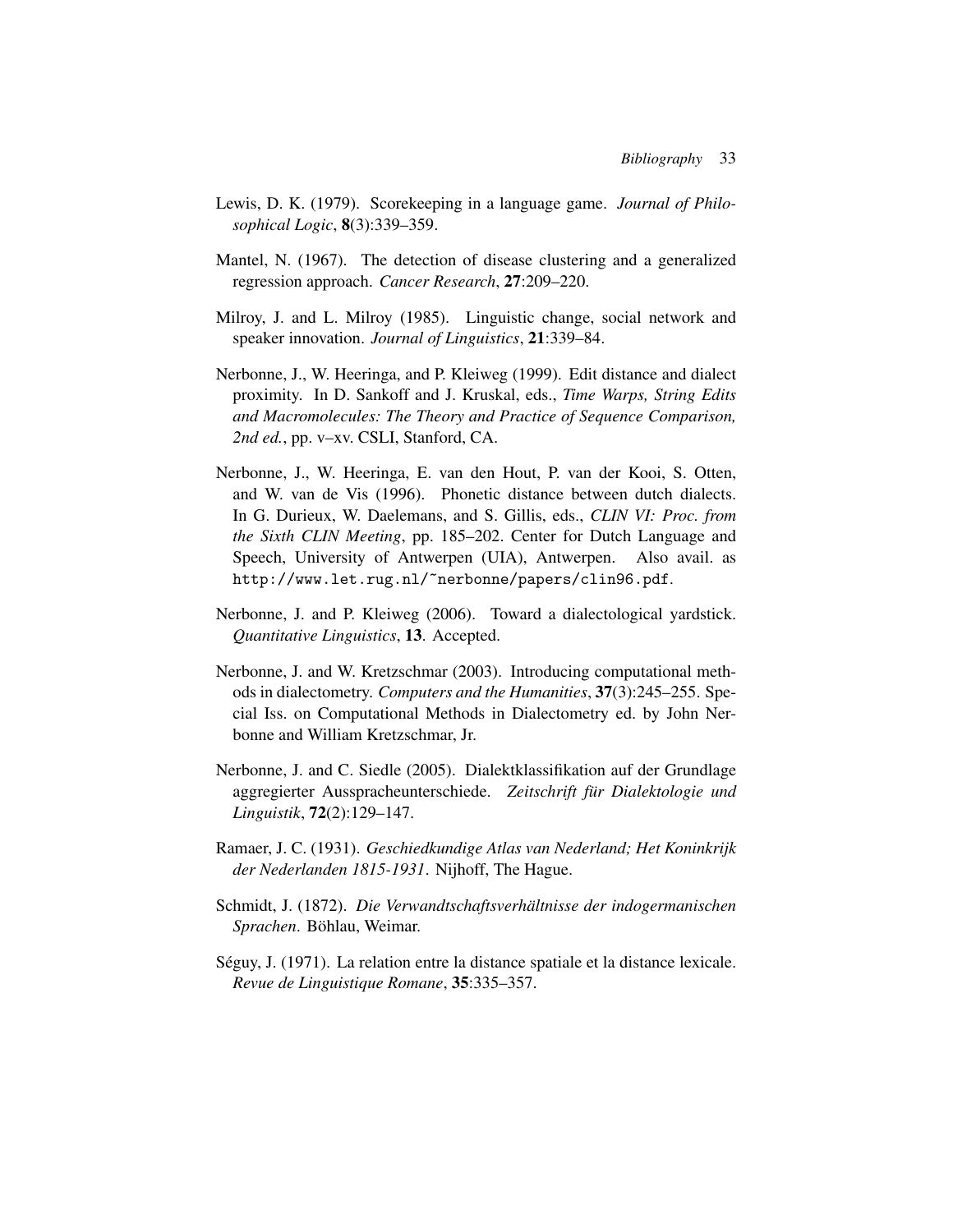Lewis, D. K. (1979). Scorekeeping in a language game. *Journal of Philosophical Logic*, **8**(3):339–359.

Mantel, N. (1967). The detection of disease clustering and a generalized regression approach. *Cancer Research*, **27**:209–220.

Milroy, J. and L. Milroy (1985). Linguistic change, social network and speaker innovation. *Journal of Linguistics*, **21**:339–84.

Nerbonne, J., W. Heeringa, and P. Kleiweg (1999). Edit distance and dialect proximity. In D. Sankoff and J. Kruskal, eds., *Time Warps, String Edits and Macromolecules: The Theory and Practice of Sequence Comparison, 2nd ed.*, pp. v–xv. CSLI, Stanford, CA.

Nerbonne, J., W. Heeringa, E. van den Hout, P. van der Kooi, S. Otten, and W. van de Vis (1996). Phonetic distance between dutch dialects. In G. Durieux, W. Daelemans, and S. Gillis, eds., *CLIN VI: Proc. from the Sixth CLIN Meeting*, pp. 185–202. Center for Dutch Language and Speech, University of Antwerpen (UIA), Antwerpen. Also avail. as `http://www.let.rug.nl/~nerbonne/papers/clin96.pdf`.

Nerbonne, J. and P. Kleiweg (2006). Toward a dialectological yardstick. *Quantitative Linguistics*, **13**. Accepted.

Nerbonne, J. and W. Kretzschmar (2003). Introducing computational methods in dialectometry. *Computers and the Humanities*, **37**(3):245–255. Special Iss. on Computational Methods in Dialectometry ed. by John Nerbonne and William Kretzschmar, Jr.

Nerbonne, J. and C. Siedle (2005). Dialektklassifikation auf der Grundlage aggregierter Ausspracheunterschiede. *Zeitschrift für Dialektologie und Linguistik*, **72**(2):129–147.

Ramaer, J. C. (1931). *Geschiedkundige Atlas van Nederland; Het Koninkrijk der Nederlanden 1815-1931*. Nijhoff, The Hague.

Schmidt, J. (1872). *Die Verwandtschaftsverhältnisse der indogermanischen Sprachen*. Böhlau, Weimar.

Séguy, J. (1971). La relation entre la distance spatiale et la distance lexicale. *Revue de Linguistique Romane*, **35**:335–357.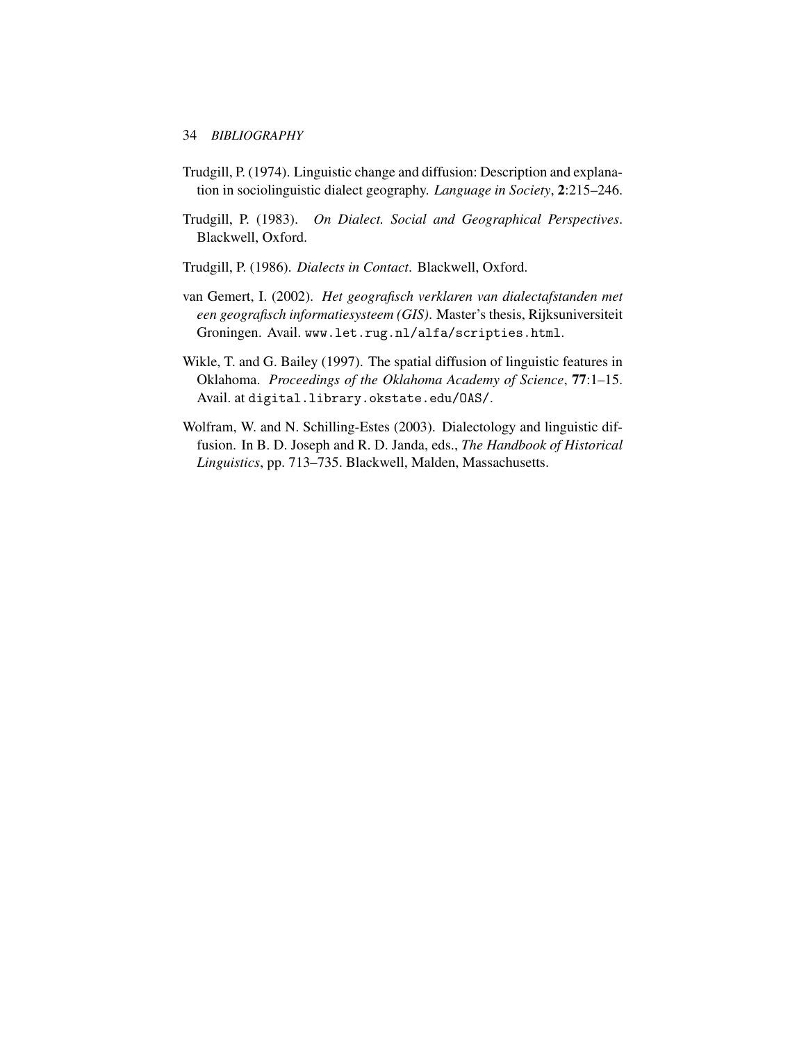Trudgill, P. (1974). Linguistic change and diffusion: Description and explanation in sociolinguistic dialect geography. *Language in Society*, **2**:215–246.

Trudgill, P. (1983). *On Dialect. Social and Geographical Perspectives*. Blackwell, Oxford.

Trudgill, P. (1986). *Dialects in Contact*. Blackwell, Oxford.

van Gemert, I. (2002). *Het geografisch verklaren van dialectafstanden met een geografisch informatiesysteem (GIS)*. Master's thesis, Rijksuniversiteit Groningen. Avail. `www.let.rug.nl/alfa/scripties.html`.

Wikle, T. and G. Bailey (1997). The spatial diffusion of linguistic features in Oklahoma. *Proceedings of the Oklahoma Academy of Science*, **77**:1–15. Avail. at `digital.library.okstate.edu/OAS/`.

Wolfram, W. and N. Schilling-Estes (2003). Dialectology and linguistic diffusion. In B. D. Joseph and R. D. Janda, eds., *The Handbook of Historical Linguistics*, pp. 713–735. Blackwell, Malden, Massachusetts.